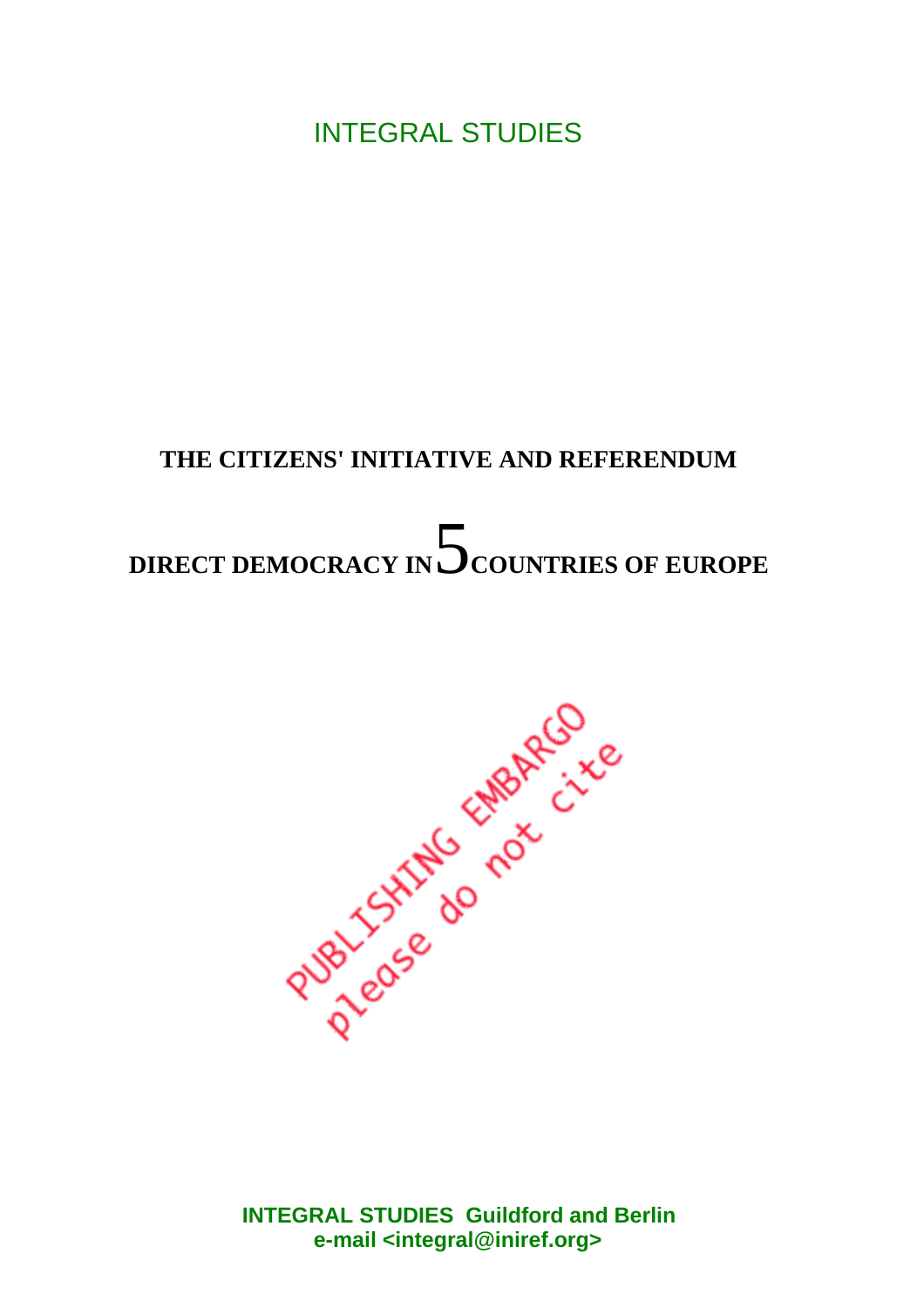INTEGRAL STUDIES

# THE CITIZENS' INITIATIVE AND REFERENDUM

# DIRECT DEMOCRACY IN 5 COUNTRIES OF EUROPE

PUBLISHING EMBARGO
please do not cite

**INTEGRAL STUDIES Guildford and Berlin**
**e-mail <integral@iniref.org>**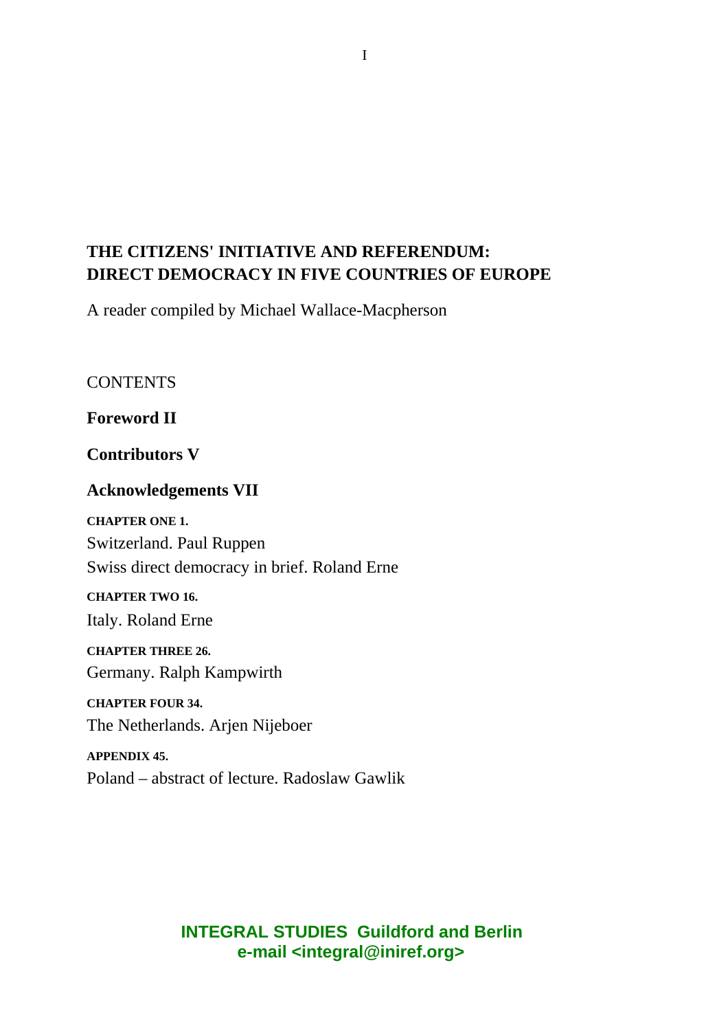**THE CITIZENS' INITIATIVE AND REFERENDUM: DIRECT DEMOCRACY IN FIVE COUNTRIES OF EUROPE**

A reader compiled by Michael Wallace-Macpherson

CONTENTS

**Foreword II**

**Contributors V**

**Acknowledgements VII**

**CHAPTER ONE 1.**

Switzerland. Paul Ruppen

Swiss direct democracy in brief. Roland Erne

**CHAPTER TWO 16.**

Italy. Roland Erne

**CHAPTER THREE 26.**

Germany. Ralph Kampwirth

**CHAPTER FOUR 34.**

The Netherlands. Arjen Nijeboer

**APPENDIX 45.**

Poland – abstract of lecture. Radoslaw Gawlik

**INTEGRAL STUDIES Guildford and Berlin**
**e-mail <integral@iniref.org>**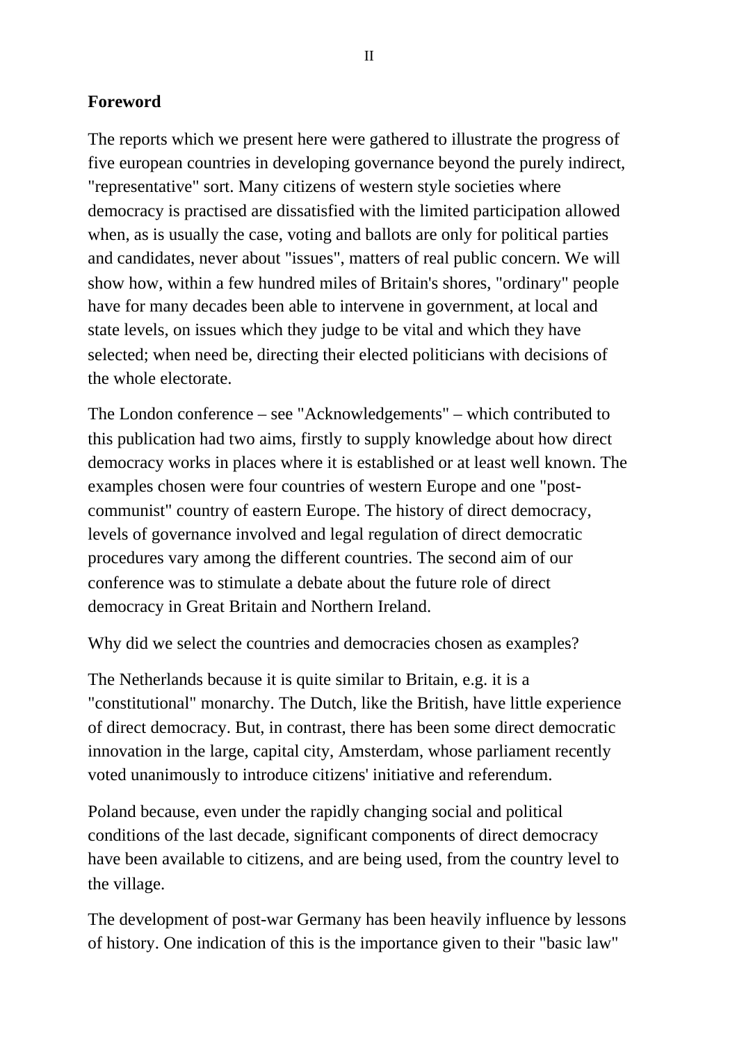**Foreword**

The reports which we present here were gathered to illustrate the progress of five european countries in developing governance beyond the purely indirect, "representative" sort. Many citizens of western style societies where democracy is practised are dissatisfied with the limited participation allowed when, as is usually the case, voting and ballots are only for political parties and candidates, never about "issues", matters of real public concern. We will show how, within a few hundred miles of Britain's shores, "ordinary" people have for many decades been able to intervene in government, at local and state levels, on issues which they judge to be vital and which they have selected; when need be, directing their elected politicians with decisions of the whole electorate.

The London conference – see "Acknowledgements" – which contributed to this publication had two aims, firstly to supply knowledge about how direct democracy works in places where it is established or at least well known. The examples chosen were four countries of western Europe and one "post-communist" country of eastern Europe. The history of direct democracy, levels of governance involved and legal regulation of direct democratic procedures vary among the different countries. The second aim of our conference was to stimulate a debate about the future role of direct democracy in Great Britain and Northern Ireland.

Why did we select the countries and democracies chosen as examples?

The Netherlands because it is quite similar to Britain, e.g. it is a "constitutional" monarchy. The Dutch, like the British, have little experience of direct democracy. But, in contrast, there has been some direct democratic innovation in the large, capital city, Amsterdam, whose parliament recently voted unanimously to introduce citizens' initiative and referendum.

Poland because, even under the rapidly changing social and political conditions of the last decade, significant components of direct democracy have been available to citizens, and are being used, from the country level to the village.

The development of post-war Germany has been heavily influence by lessons of history. One indication of this is the importance given to their "basic law"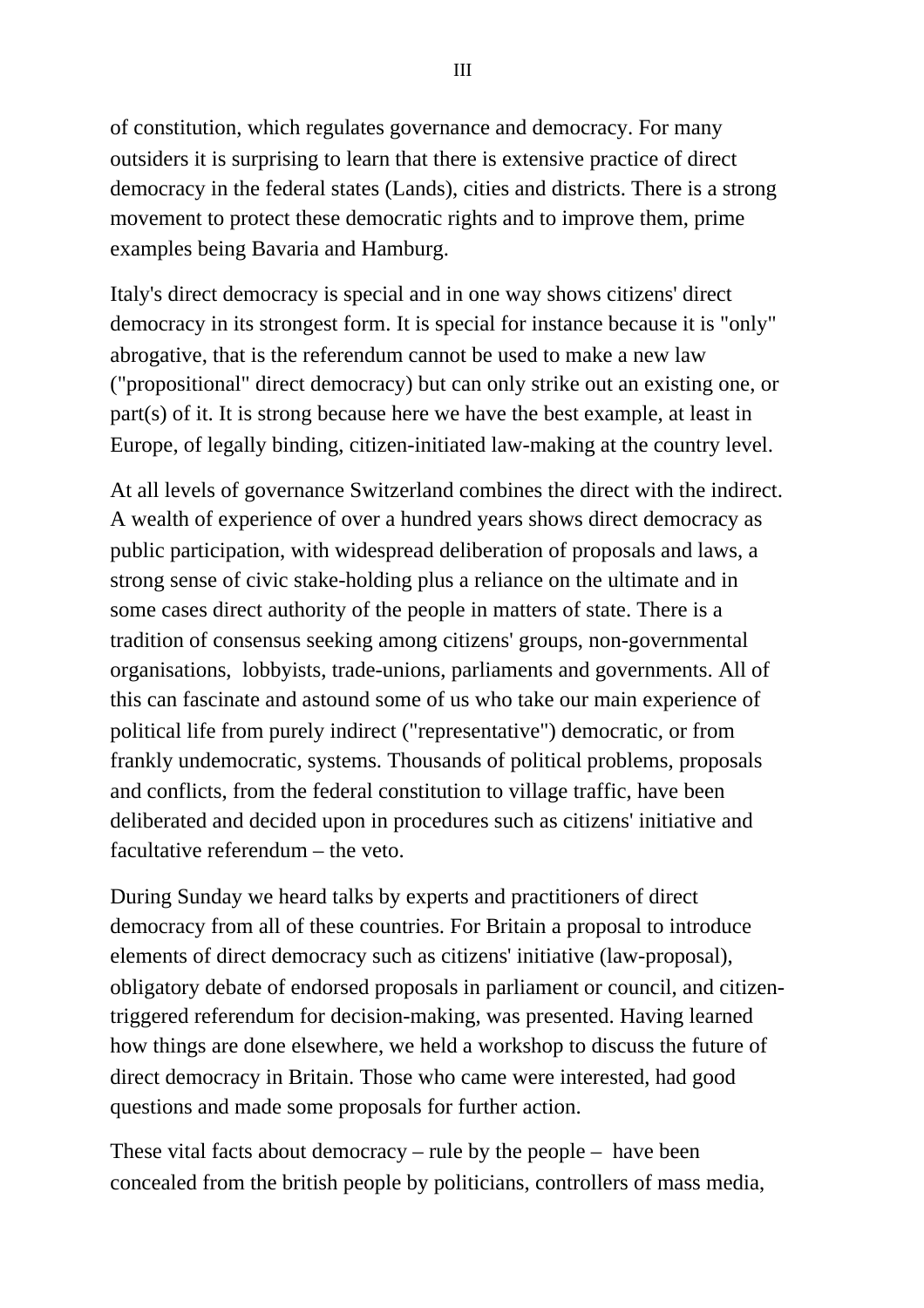of constitution, which regulates governance and democracy. For many outsiders it is surprising to learn that there is extensive practice of direct democracy in the federal states (Lands), cities and districts. There is a strong movement to protect these democratic rights and to improve them, prime examples being Bavaria and Hamburg.

Italy's direct democracy is special and in one way shows citizens' direct democracy in its strongest form. It is special for instance because it is "only" abrogative, that is the referendum cannot be used to make a new law ("propositional" direct democracy) but can only strike out an existing one, or part(s) of it. It is strong because here we have the best example, at least in Europe, of legally binding, citizen-initiated law-making at the country level.

At all levels of governance Switzerland combines the direct with the indirect. A wealth of experience of over a hundred years shows direct democracy as public participation, with widespread deliberation of proposals and laws, a strong sense of civic stake-holding plus a reliance on the ultimate and in some cases direct authority of the people in matters of state. There is a tradition of consensus seeking among citizens' groups, non-governmental organisations, lobbyists, trade-unions, parliaments and governments. All of this can fascinate and astound some of us who take our main experience of political life from purely indirect ("representative") democratic, or from frankly undemocratic, systems. Thousands of political problems, proposals and conflicts, from the federal constitution to village traffic, have been deliberated and decided upon in procedures such as citizens' initiative and facultative referendum – the veto.

During Sunday we heard talks by experts and practitioners of direct democracy from all of these countries. For Britain a proposal to introduce elements of direct democracy such as citizens' initiative (law-proposal), obligatory debate of endorsed proposals in parliament or council, and citizen-triggered referendum for decision-making, was presented. Having learned how things are done elsewhere, we held a workshop to discuss the future of direct democracy in Britain. Those who came were interested, had good questions and made some proposals for further action.

These vital facts about democracy – rule by the people – have been concealed from the british people by politicians, controllers of mass media,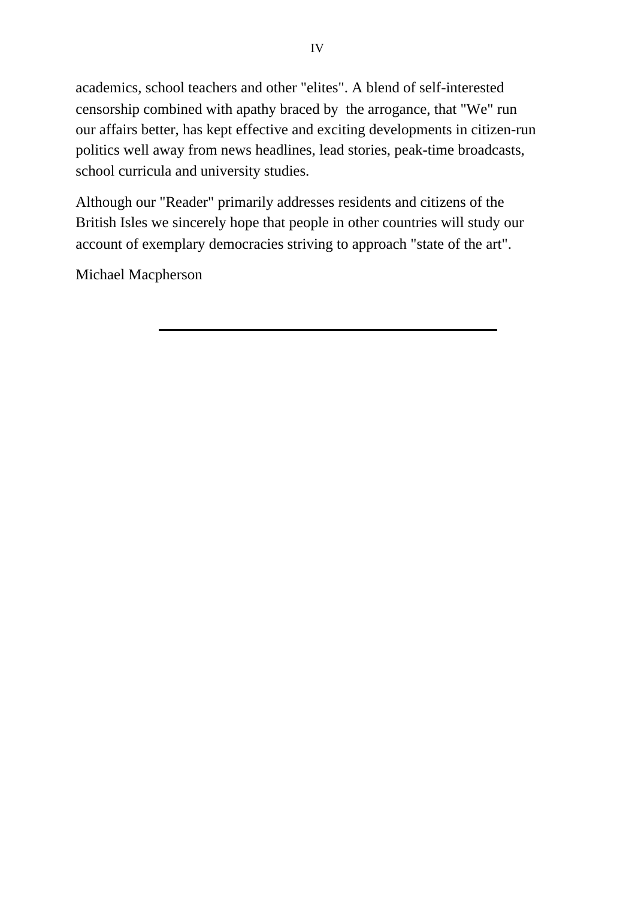academics, school teachers and other "elites". A blend of self-interested censorship combined with apathy braced by the arrogance, that "We" run our affairs better, has kept effective and exciting developments in citizen-run politics well away from news headlines, lead stories, peak-time broadcasts, school curricula and university studies.

Although our "Reader" primarily addresses residents and citizens of the British Isles we sincerely hope that people in other countries will study our account of exemplary democracies striving to approach "state of the art".

Michael Macpherson

---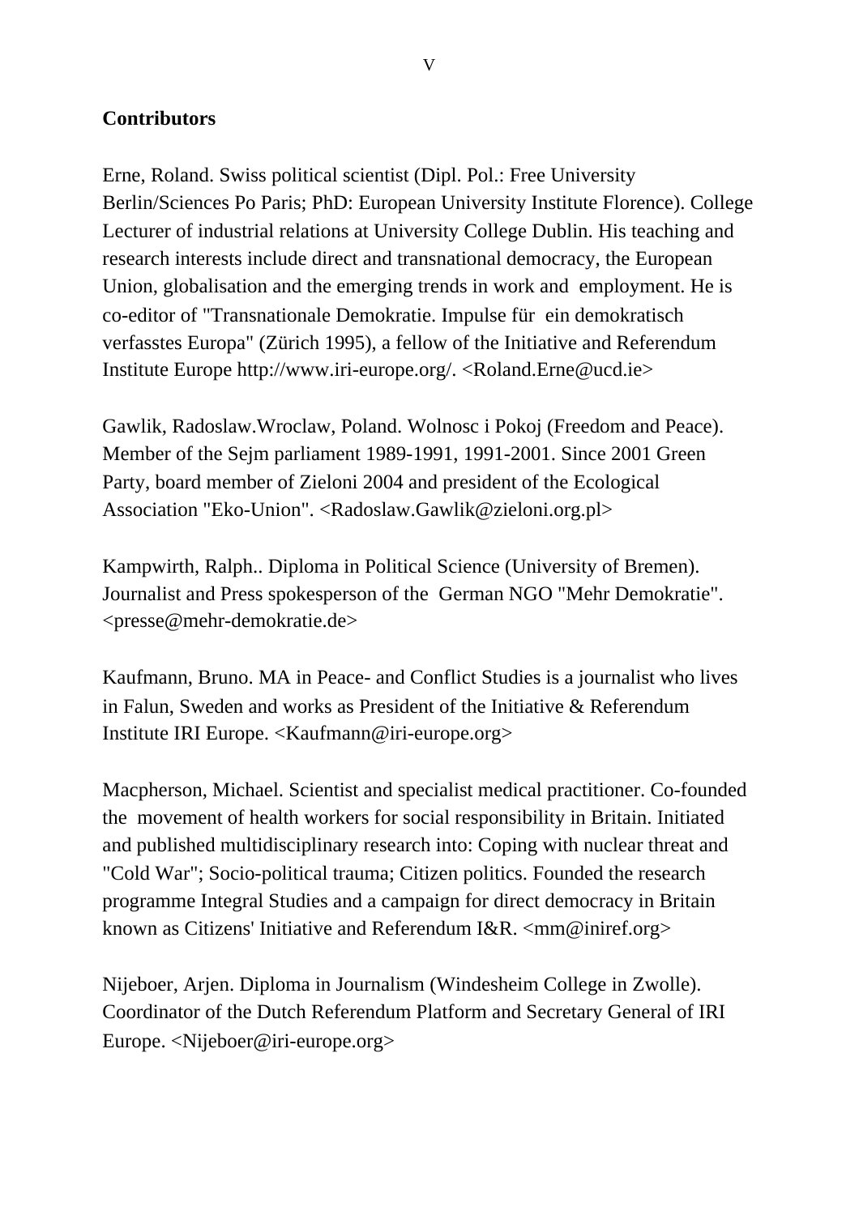**Contributors**

Erne, Roland. Swiss political scientist (Dipl. Pol.: Free University Berlin/Sciences Po Paris; PhD: European University Institute Florence). College Lecturer of industrial relations at University College Dublin. His teaching and research interests include direct and transnational democracy, the European Union, globalisation and the emerging trends in work and employment. He is co-editor of "Transnationale Demokratie. Impulse für ein demokratisch verfasstes Europa" (Zürich 1995), a fellow of the Initiative and Referendum Institute Europe http://www.iri-europe.org/. <Roland.Erne@ucd.ie>

Gawlik, Radoslaw.Wroclaw, Poland. Wolnosc i Pokoj (Freedom and Peace). Member of the Sejm parliament 1989-1991, 1991-2001. Since 2001 Green Party, board member of Zieloni 2004 and president of the Ecological Association "Eko-Union". <Radoslaw.Gawlik@zieloni.org.pl>

Kampwirth, Ralph.. Diploma in Political Science (University of Bremen). Journalist and Press spokesperson of the German NGO "Mehr Demokratie". <presse@mehr-demokratie.de>

Kaufmann, Bruno. MA in Peace- and Conflict Studies is a journalist who lives in Falun, Sweden and works as President of the Initiative & Referendum Institute IRI Europe. <Kaufmann@iri-europe.org>

Macpherson, Michael. Scientist and specialist medical practitioner. Co-founded the movement of health workers for social responsibility in Britain. Initiated and published multidisciplinary research into: Coping with nuclear threat and "Cold War"; Socio-political trauma; Citizen politics. Founded the research programme Integral Studies and a campaign for direct democracy in Britain known as Citizens' Initiative and Referendum I&R. <mm@iniref.org>

Nijeboer, Arjen. Diploma in Journalism (Windesheim College in Zwolle). Coordinator of the Dutch Referendum Platform and Secretary General of IRI Europe. <Nijeboer@iri-europe.org>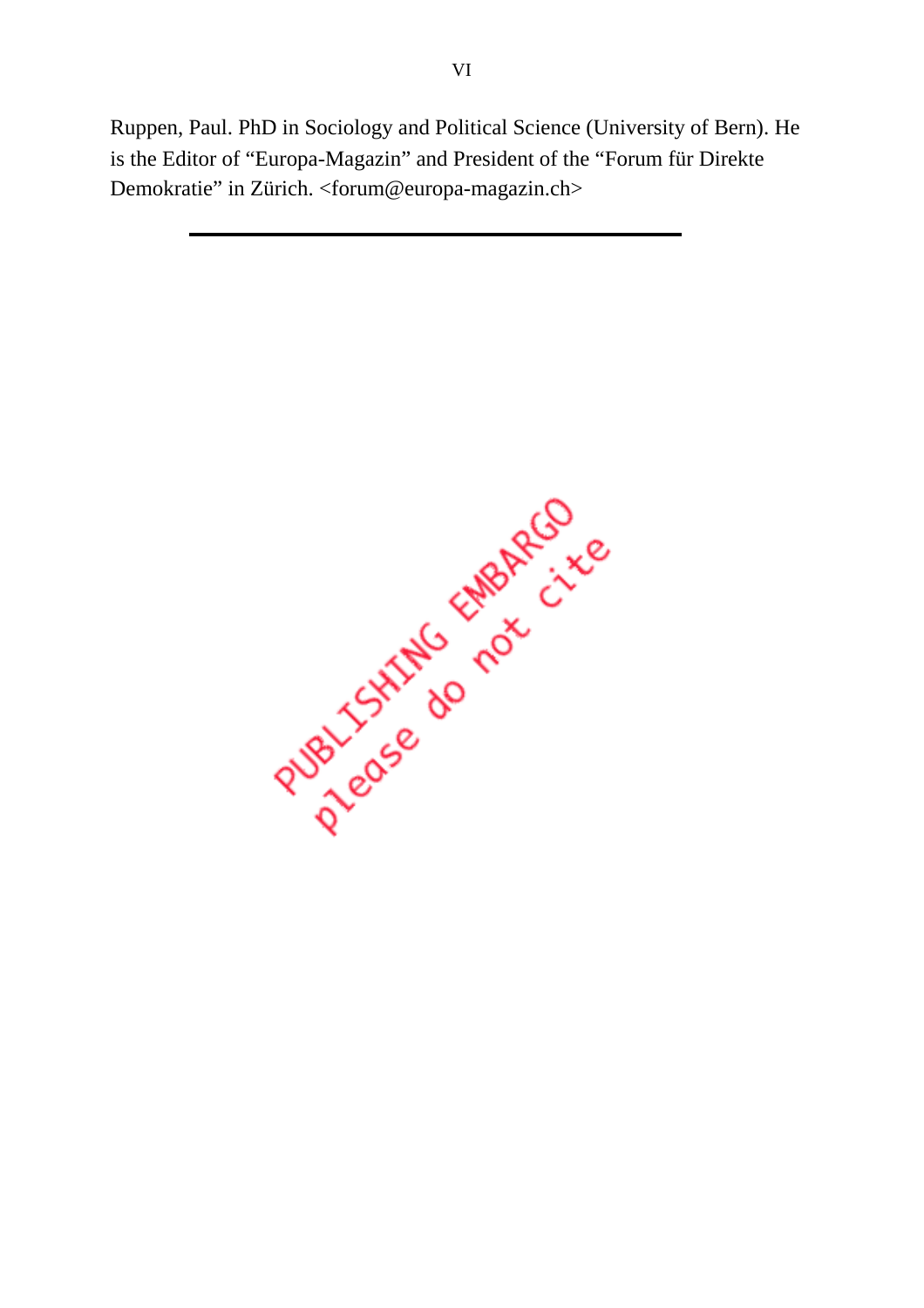Ruppen, Paul. PhD in Sociology and Political Science (University of Bern). He is the Editor of "Europa-Magazin" and President of the "Forum für Direkte Demokratie" in Zürich. <forum@europa-magazin.ch>

---

PUBLISHING EMBARGO
please do not cite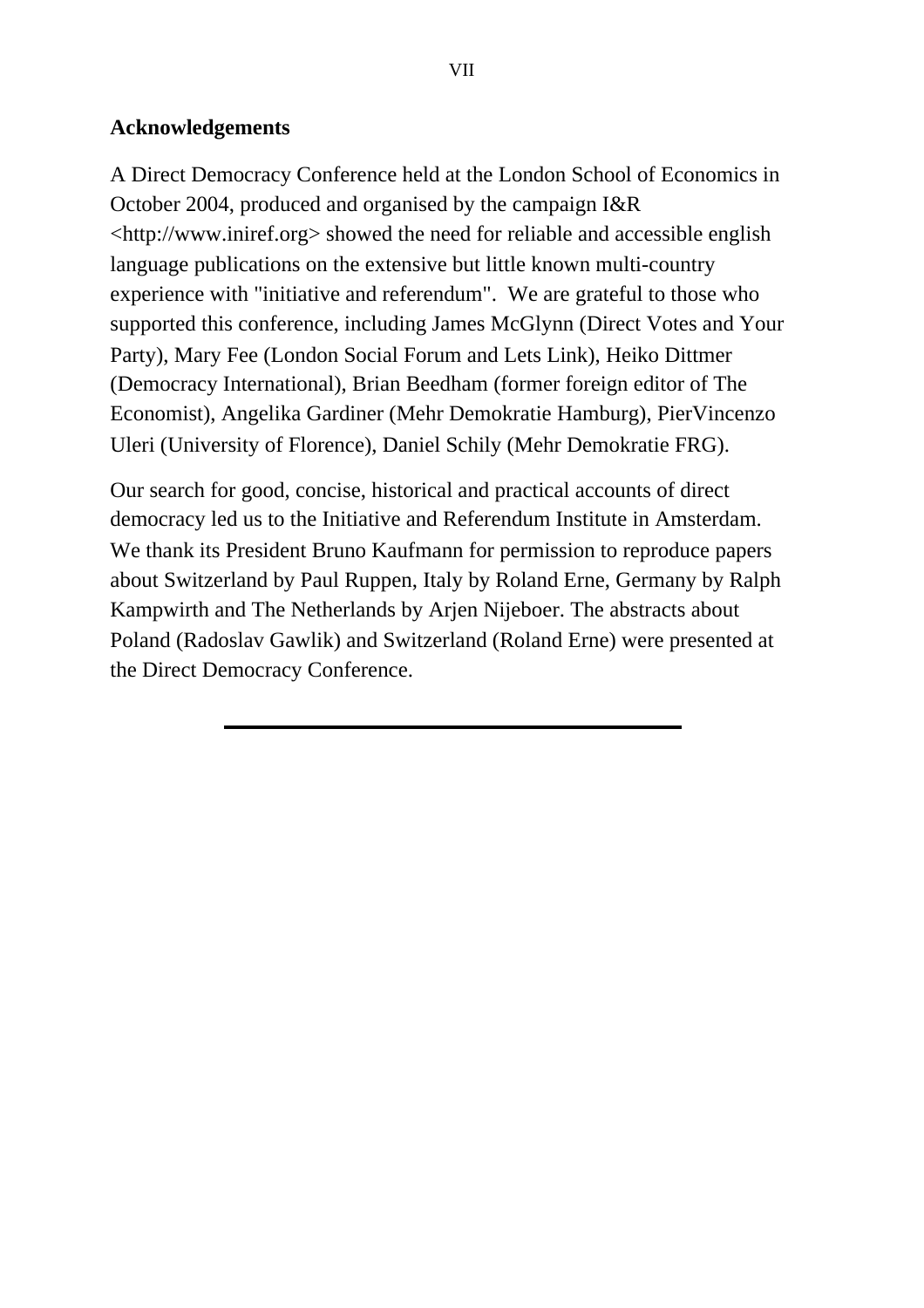## Acknowledgements

A Direct Democracy Conference held at the London School of Economics in October 2004, produced and organised by the campaign I&R <http://www.iniref.org> showed the need for reliable and accessible english language publications on the extensive but little known multi-country experience with "initiative and referendum". We are grateful to those who supported this conference, including James McGlynn (Direct Votes and Your Party), Mary Fee (London Social Forum and Lets Link), Heiko Dittmer (Democracy International), Brian Beedham (former foreign editor of The Economist), Angelika Gardiner (Mehr Demokratie Hamburg), PierVincenzo Uleri (University of Florence), Daniel Schily (Mehr Demokratie FRG).

Our search for good, concise, historical and practical accounts of direct democracy led us to the Initiative and Referendum Institute in Amsterdam. We thank its President Bruno Kaufmann for permission to reproduce papers about Switzerland by Paul Ruppen, Italy by Roland Erne, Germany by Ralph Kampwirth and The Netherlands by Arjen Nijeboer. The abstracts about Poland (Radoslav Gawlik) and Switzerland (Roland Erne) were presented at the Direct Democracy Conference.

---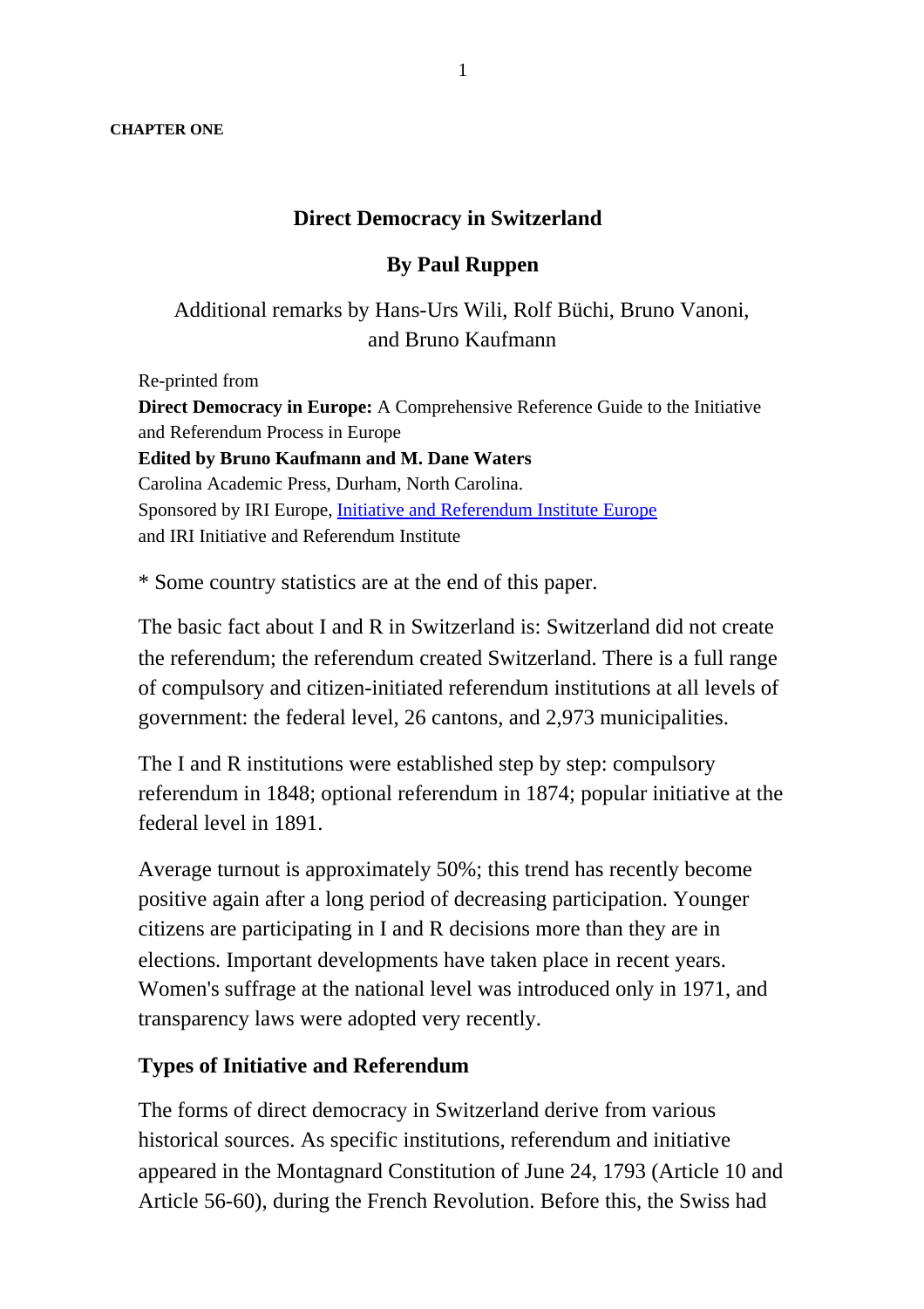**CHAPTER ONE**

## Direct Democracy in Switzerland

### By Paul Ruppen

Additional remarks by Hans-Urs Wili, Rolf Büchi, Bruno Vanoni, and Bruno Kaufmann

Re-printed from
**Direct Democracy in Europe:** A Comprehensive Reference Guide to the Initiative and Referendum Process in Europe
**Edited by Bruno Kaufmann and M. Dane Waters**
Carolina Academic Press, Durham, North Carolina.
Sponsored by IRI Europe, [Initiative and Referendum Institute Europe]
and IRI Initiative and Referendum Institute

* Some country statistics are at the end of this paper.

The basic fact about I and R in Switzerland is: Switzerland did not create the referendum; the referendum created Switzerland. There is a full range of compulsory and citizen-initiated referendum institutions at all levels of government: the federal level, 26 cantons, and 2,973 municipalities.

The I and R institutions were established step by step: compulsory referendum in 1848; optional referendum in 1874; popular initiative at the federal level in 1891.

Average turnout is approximately 50%; this trend has recently become positive again after a long period of decreasing participation. Younger citizens are participating in I and R decisions more than they are in elections. Important developments have taken place in recent years. Women's suffrage at the national level was introduced only in 1971, and transparency laws were adopted very recently.

### Types of Initiative and Referendum

The forms of direct democracy in Switzerland derive from various historical sources. As specific institutions, referendum and initiative appeared in the Montagnard Constitution of June 24, 1793 (Article 10 and Article 56-60), during the French Revolution. Before this, the Swiss had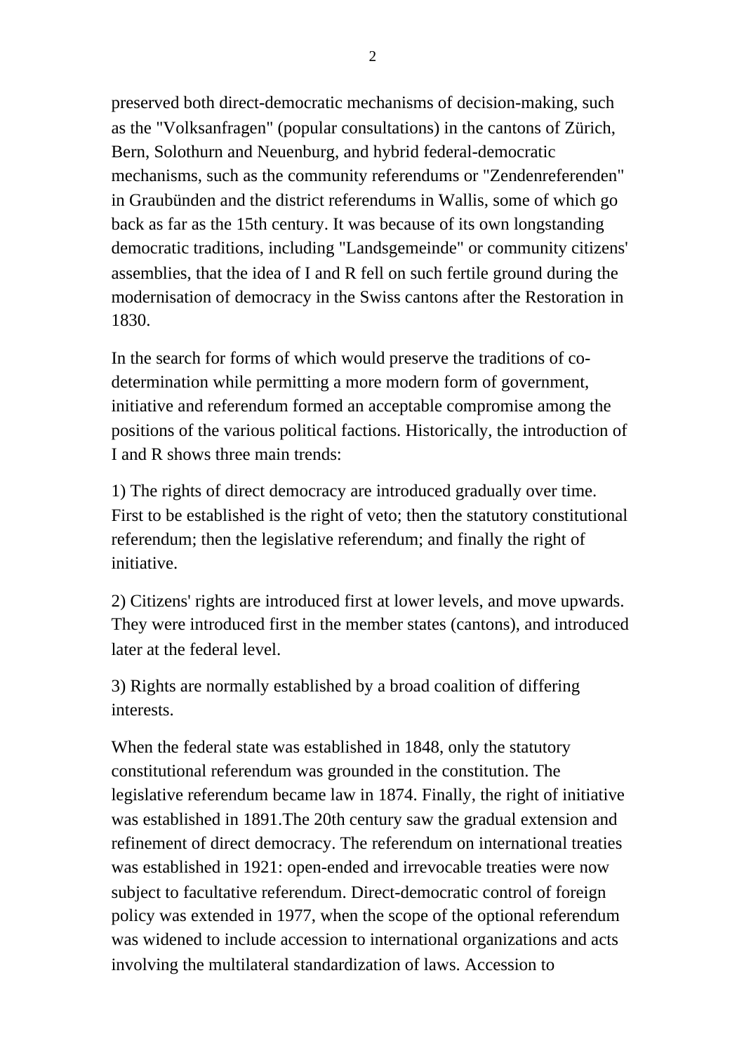preserved both direct-democratic mechanisms of decision-making, such as the "Volksanfragen" (popular consultations) in the cantons of Zürich, Bern, Solothurn and Neuenburg, and hybrid federal-democratic mechanisms, such as the community referendums or "Zendenreferenden" in Graubünden and the district referendums in Wallis, some of which go back as far as the 15th century. It was because of its own longstanding democratic traditions, including "Landsgemeinde" or community citizens' assemblies, that the idea of I and R fell on such fertile ground during the modernisation of democracy in the Swiss cantons after the Restoration in 1830.

In the search for forms of which would preserve the traditions of co-determination while permitting a more modern form of government, initiative and referendum formed an acceptable compromise among the positions of the various political factions. Historically, the introduction of I and R shows three main trends:

1) The rights of direct democracy are introduced gradually over time. First to be established is the right of veto; then the statutory constitutional referendum; then the legislative referendum; and finally the right of initiative.

2) Citizens' rights are introduced first at lower levels, and move upwards. They were introduced first in the member states (cantons), and introduced later at the federal level.

3) Rights are normally established by a broad coalition of differing interests.

When the federal state was established in 1848, only the statutory constitutional referendum was grounded in the constitution. The legislative referendum became law in 1874. Finally, the right of initiative was established in 1891.The 20th century saw the gradual extension and refinement of direct democracy. The referendum on international treaties was established in 1921: open-ended and irrevocable treaties were now subject to facultative referendum. Direct-democratic control of foreign policy was extended in 1977, when the scope of the optional referendum was widened to include accession to international organizations and acts involving the multilateral standardization of laws. Accession to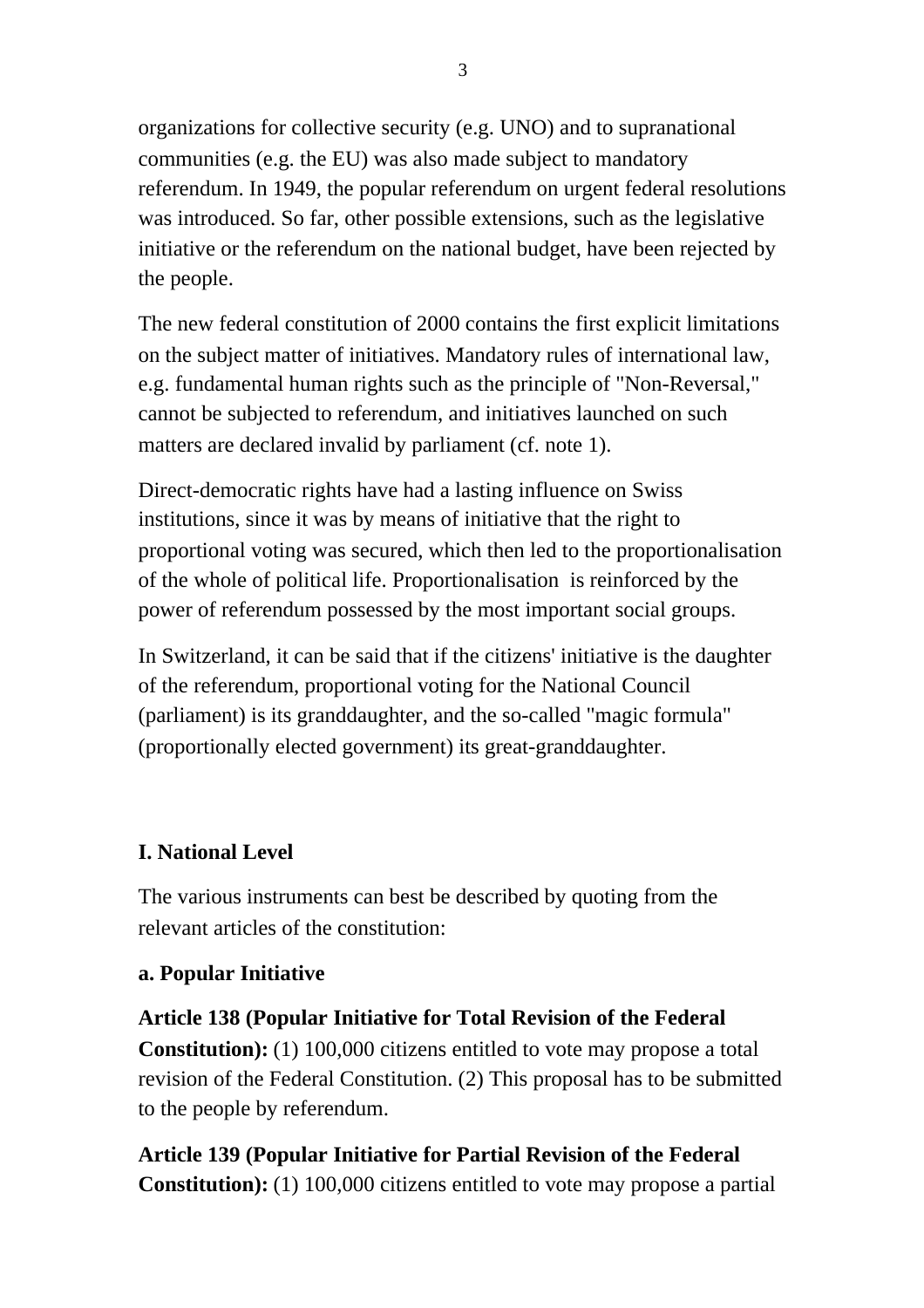organizations for collective security (e.g. UNO) and to supranational communities (e.g. the EU) was also made subject to mandatory referendum. In 1949, the popular referendum on urgent federal resolutions was introduced. So far, other possible extensions, such as the legislative initiative or the referendum on the national budget, have been rejected by the people.

The new federal constitution of 2000 contains the first explicit limitations on the subject matter of initiatives. Mandatory rules of international law, e.g. fundamental human rights such as the principle of "Non-Reversal," cannot be subjected to referendum, and initiatives launched on such matters are declared invalid by parliament (cf. note 1).

Direct-democratic rights have had a lasting influence on Swiss institutions, since it was by means of initiative that the right to proportional voting was secured, which then led to the proportionalisation of the whole of political life. Proportionalisation is reinforced by the power of referendum possessed by the most important social groups.

In Switzerland, it can be said that if the citizens' initiative is the daughter of the referendum, proportional voting for the National Council (parliament) is its granddaughter, and the so-called "magic formula" (proportionally elected government) its great-granddaughter.

## I. National Level

The various instruments can best be described by quoting from the relevant articles of the constitution:

### a. Popular Initiative

**Article 138 (Popular Initiative for Total Revision of the Federal Constitution):** (1) 100,000 citizens entitled to vote may propose a total revision of the Federal Constitution. (2) This proposal has to be submitted to the people by referendum.

**Article 139 (Popular Initiative for Partial Revision of the Federal Constitution):** (1) 100,000 citizens entitled to vote may propose a partial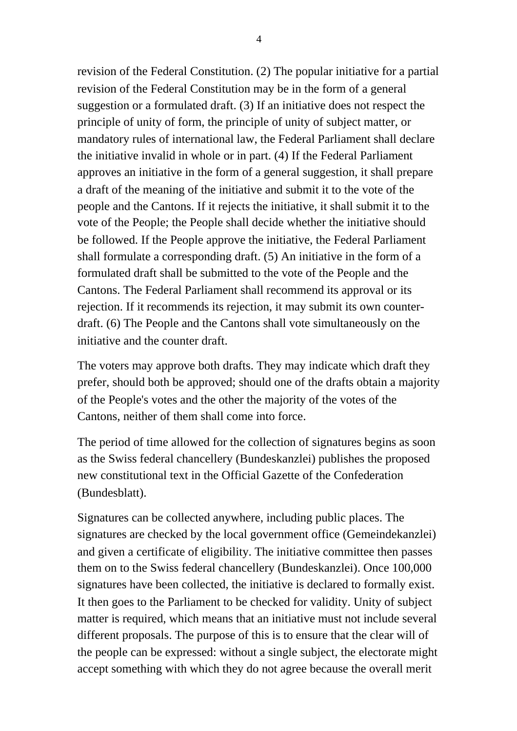revision of the Federal Constitution. (2) The popular initiative for a partial revision of the Federal Constitution may be in the form of a general suggestion or a formulated draft. (3) If an initiative does not respect the principle of unity of form, the principle of unity of subject matter, or mandatory rules of international law, the Federal Parliament shall declare the initiative invalid in whole or in part. (4) If the Federal Parliament approves an initiative in the form of a general suggestion, it shall prepare a draft of the meaning of the initiative and submit it to the vote of the people and the Cantons. If it rejects the initiative, it shall submit it to the vote of the People; the People shall decide whether the initiative should be followed. If the People approve the initiative, the Federal Parliament shall formulate a corresponding draft. (5) An initiative in the form of a formulated draft shall be submitted to the vote of the People and the Cantons. The Federal Parliament shall recommend its approval or its rejection. If it recommends its rejection, it may submit its own counter-draft. (6) The People and the Cantons shall vote simultaneously on the initiative and the counter draft.

The voters may approve both drafts. They may indicate which draft they prefer, should both be approved; should one of the drafts obtain a majority of the People's votes and the other the majority of the votes of the Cantons, neither of them shall come into force.

The period of time allowed for the collection of signatures begins as soon as the Swiss federal chancellery (Bundeskanzlei) publishes the proposed new constitutional text in the Official Gazette of the Confederation (Bundesblatt).

Signatures can be collected anywhere, including public places. The signatures are checked by the local government office (Gemeindekanzlei) and given a certificate of eligibility. The initiative committee then passes them on to the Swiss federal chancellery (Bundeskanzlei). Once 100,000 signatures have been collected, the initiative is declared to formally exist. It then goes to the Parliament to be checked for validity. Unity of subject matter is required, which means that an initiative must not include several different proposals. The purpose of this is to ensure that the clear will of the people can be expressed: without a single subject, the electorate might accept something with which they do not agree because the overall merit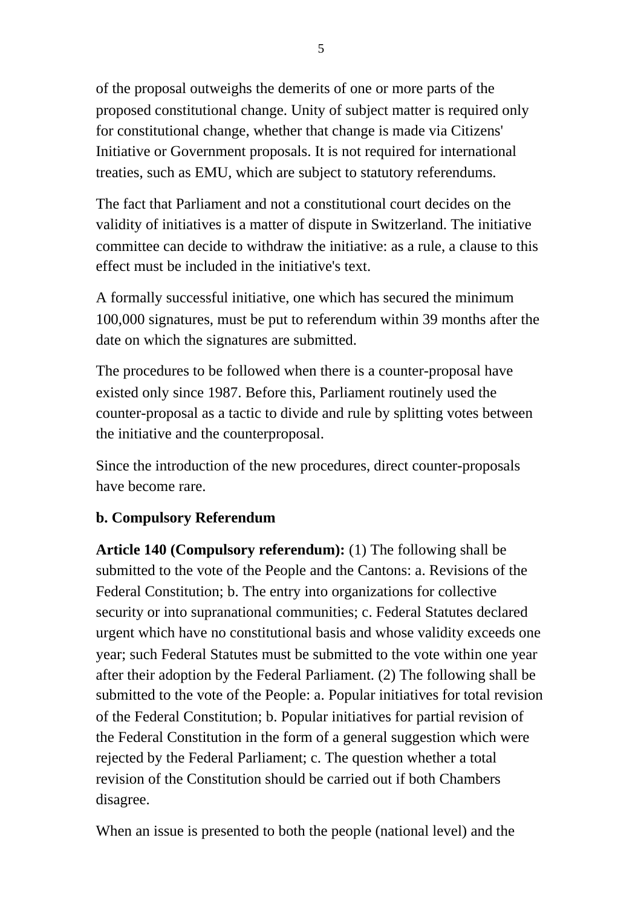of the proposal outweighs the demerits of one or more parts of the proposed constitutional change. Unity of subject matter is required only for constitutional change, whether that change is made via Citizens' Initiative or Government proposals. It is not required for international treaties, such as EMU, which are subject to statutory referendums.

The fact that Parliament and not a constitutional court decides on the validity of initiatives is a matter of dispute in Switzerland. The initiative committee can decide to withdraw the initiative: as a rule, a clause to this effect must be included in the initiative's text.

A formally successful initiative, one which has secured the minimum 100,000 signatures, must be put to referendum within 39 months after the date on which the signatures are submitted.

The procedures to be followed when there is a counter-proposal have existed only since 1987. Before this, Parliament routinely used the counter-proposal as a tactic to divide and rule by splitting votes between the initiative and the counterproposal.

Since the introduction of the new procedures, direct counter-proposals have become rare.

**b. Compulsory Referendum**

**Article 140 (Compulsory referendum):** (1) The following shall be submitted to the vote of the People and the Cantons: a. Revisions of the Federal Constitution; b. The entry into organizations for collective security or into supranational communities; c. Federal Statutes declared urgent which have no constitutional basis and whose validity exceeds one year; such Federal Statutes must be submitted to the vote within one year after their adoption by the Federal Parliament. (2) The following shall be submitted to the vote of the People: a. Popular initiatives for total revision of the Federal Constitution; b. Popular initiatives for partial revision of the Federal Constitution in the form of a general suggestion which were rejected by the Federal Parliament; c. The question whether a total revision of the Constitution should be carried out if both Chambers disagree.

When an issue is presented to both the people (national level) and the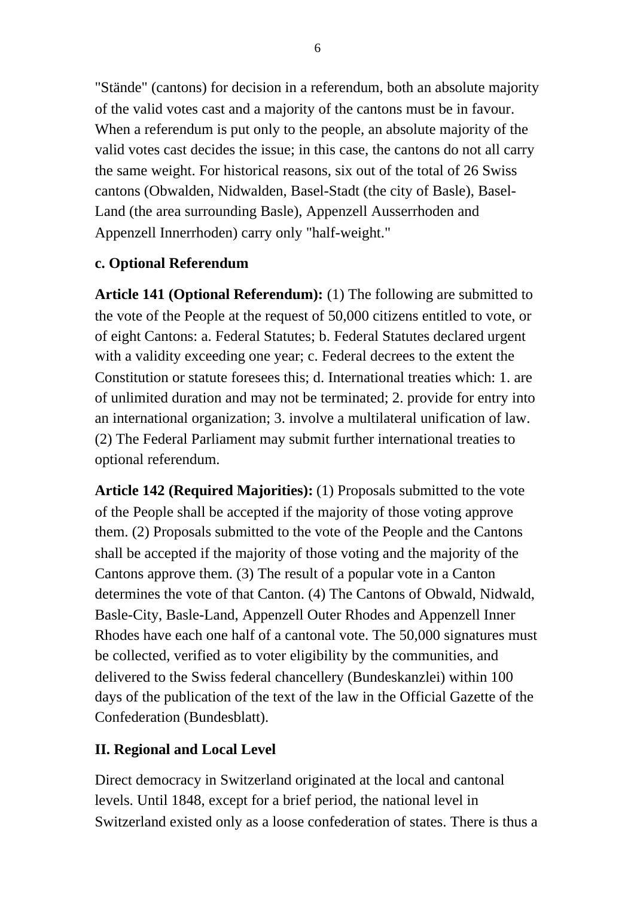"Stände" (cantons) for decision in a referendum, both an absolute majority of the valid votes cast and a majority of the cantons must be in favour. When a referendum is put only to the people, an absolute majority of the valid votes cast decides the issue; in this case, the cantons do not all carry the same weight. For historical reasons, six out of the total of 26 Swiss cantons (Obwalden, Nidwalden, Basel-Stadt (the city of Basle), Basel-Land (the area surrounding Basle), Appenzell Ausserrhoden and Appenzell Innerrhoden) carry only "half-weight."

### c. Optional Referendum

**Article 141 (Optional Referendum):** (1) The following are submitted to the vote of the People at the request of 50,000 citizens entitled to vote, or of eight Cantons: a. Federal Statutes; b. Federal Statutes declared urgent with a validity exceeding one year; c. Federal decrees to the extent the Constitution or statute foresees this; d. International treaties which: 1. are of unlimited duration and may not be terminated; 2. provide for entry into an international organization; 3. involve a multilateral unification of law. (2) The Federal Parliament may submit further international treaties to optional referendum.

**Article 142 (Required Majorities):** (1) Proposals submitted to the vote of the People shall be accepted if the majority of those voting approve them. (2) Proposals submitted to the vote of the People and the Cantons shall be accepted if the majority of those voting and the majority of the Cantons approve them. (3) The result of a popular vote in a Canton determines the vote of that Canton. (4) The Cantons of Obwald, Nidwald, Basle-City, Basle-Land, Appenzell Outer Rhodes and Appenzell Inner Rhodes have each one half of a cantonal vote. The 50,000 signatures must be collected, verified as to voter eligibility by the communities, and delivered to the Swiss federal chancellery (Bundeskanzlei) within 100 days of the publication of the text of the law in the Official Gazette of the Confederation (Bundesblatt).

## II. Regional and Local Level

Direct democracy in Switzerland originated at the local and cantonal levels. Until 1848, except for a brief period, the national level in Switzerland existed only as a loose confederation of states. There is thus a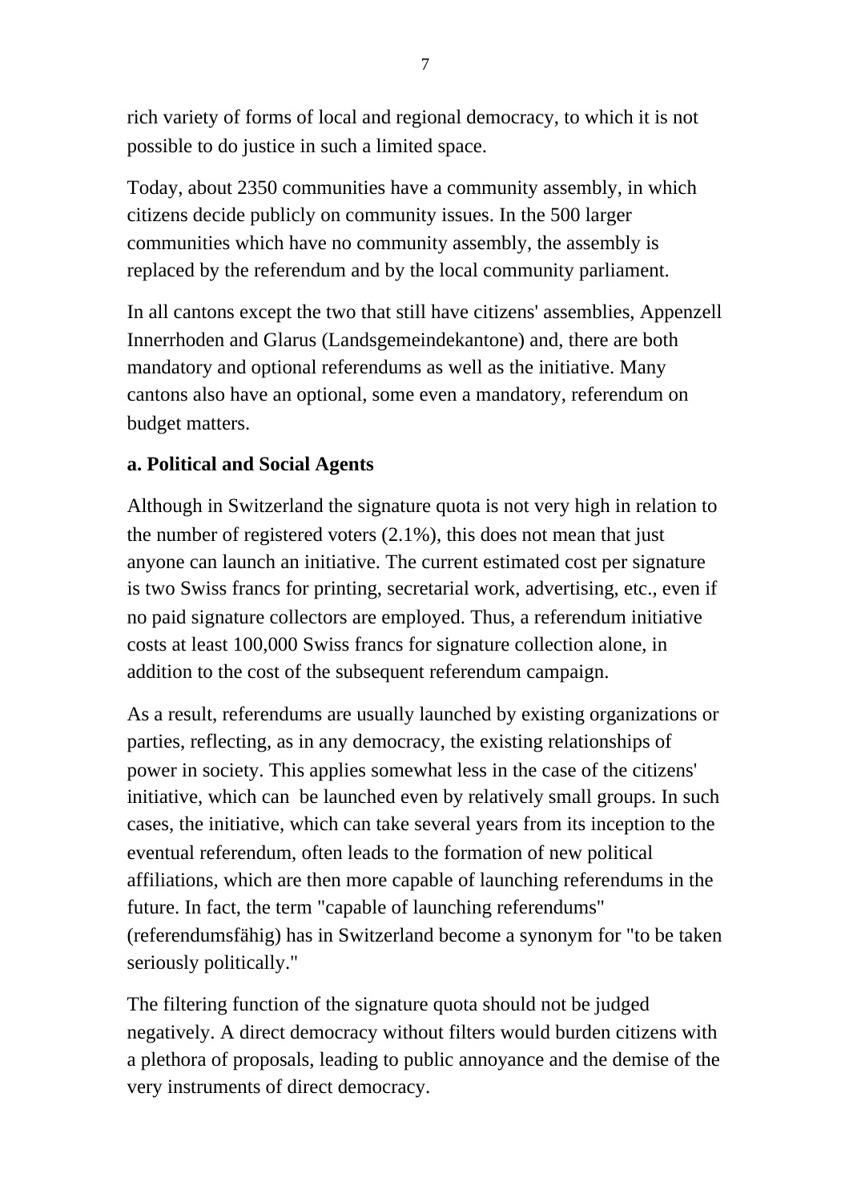rich variety of forms of local and regional democracy, to which it is not possible to do justice in such a limited space.

Today, about 2350 communities have a community assembly, in which citizens decide publicly on community issues. In the 500 larger communities which have no community assembly, the assembly is replaced by the referendum and by the local community parliament.

In all cantons except the two that still have citizens' assemblies, Appenzell Innerrhoden and Glarus (Landsgemeindekantone) and, there are both mandatory and optional referendums as well as the initiative. Many cantons also have an optional, some even a mandatory, referendum on budget matters.

**a. Political and Social Agents**

Although in Switzerland the signature quota is not very high in relation to the number of registered voters (2.1%), this does not mean that just anyone can launch an initiative. The current estimated cost per signature is two Swiss francs for printing, secretarial work, advertising, etc., even if no paid signature collectors are employed. Thus, a referendum initiative costs at least 100,000 Swiss francs for signature collection alone, in addition to the cost of the subsequent referendum campaign.

As a result, referendums are usually launched by existing organizations or parties, reflecting, as in any democracy, the existing relationships of power in society. This applies somewhat less in the case of the citizens' initiative, which can be launched even by relatively small groups. In such cases, the initiative, which can take several years from its inception to the eventual referendum, often leads to the formation of new political affiliations, which are then more capable of launching referendums in the future. In fact, the term "capable of launching referendums" (referendumsfähig) has in Switzerland become a synonym for "to be taken seriously politically."

The filtering function of the signature quota should not be judged negatively. A direct democracy without filters would burden citizens with a plethora of proposals, leading to public annoyance and the demise of the very instruments of direct democracy.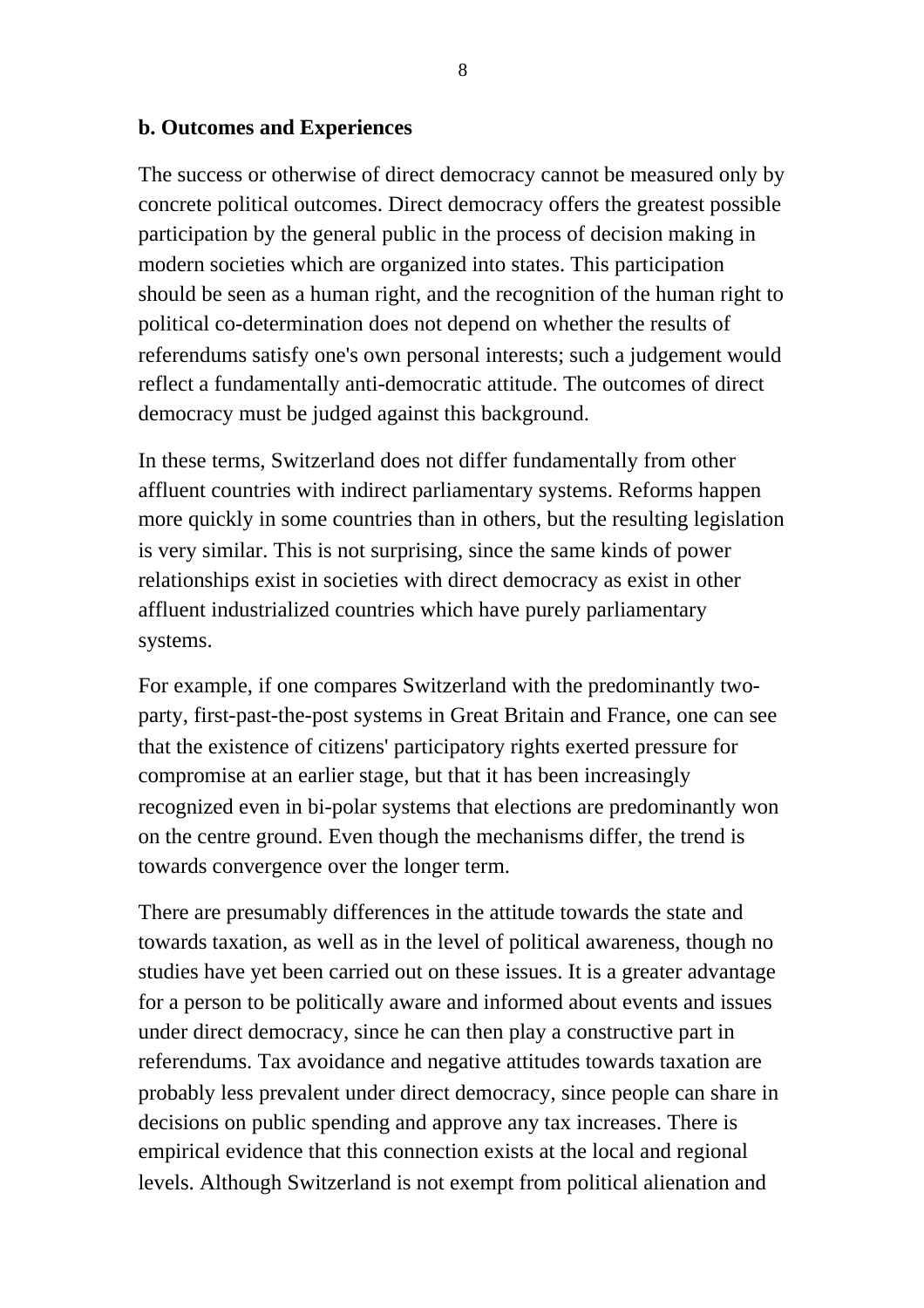### b. Outcomes and Experiences

The success or otherwise of direct democracy cannot be measured only by concrete political outcomes. Direct democracy offers the greatest possible participation by the general public in the process of decision making in modern societies which are organized into states. This participation should be seen as a human right, and the recognition of the human right to political co-determination does not depend on whether the results of referendums satisfy one's own personal interests; such a judgement would reflect a fundamentally anti-democratic attitude. The outcomes of direct democracy must be judged against this background.

In these terms, Switzerland does not differ fundamentally from other affluent countries with indirect parliamentary systems. Reforms happen more quickly in some countries than in others, but the resulting legislation is very similar. This is not surprising, since the same kinds of power relationships exist in societies with direct democracy as exist in other affluent industrialized countries which have purely parliamentary systems.

For example, if one compares Switzerland with the predominantly two-party, first-past-the-post systems in Great Britain and France, one can see that the existence of citizens' participatory rights exerted pressure for compromise at an earlier stage, but that it has been increasingly recognized even in bi-polar systems that elections are predominantly won on the centre ground. Even though the mechanisms differ, the trend is towards convergence over the longer term.

There are presumably differences in the attitude towards the state and towards taxation, as well as in the level of political awareness, though no studies have yet been carried out on these issues. It is a greater advantage for a person to be politically aware and informed about events and issues under direct democracy, since he can then play a constructive part in referendums. Tax avoidance and negative attitudes towards taxation are probably less prevalent under direct democracy, since people can share in decisions on public spending and approve any tax increases. There is empirical evidence that this connection exists at the local and regional levels. Although Switzerland is not exempt from political alienation and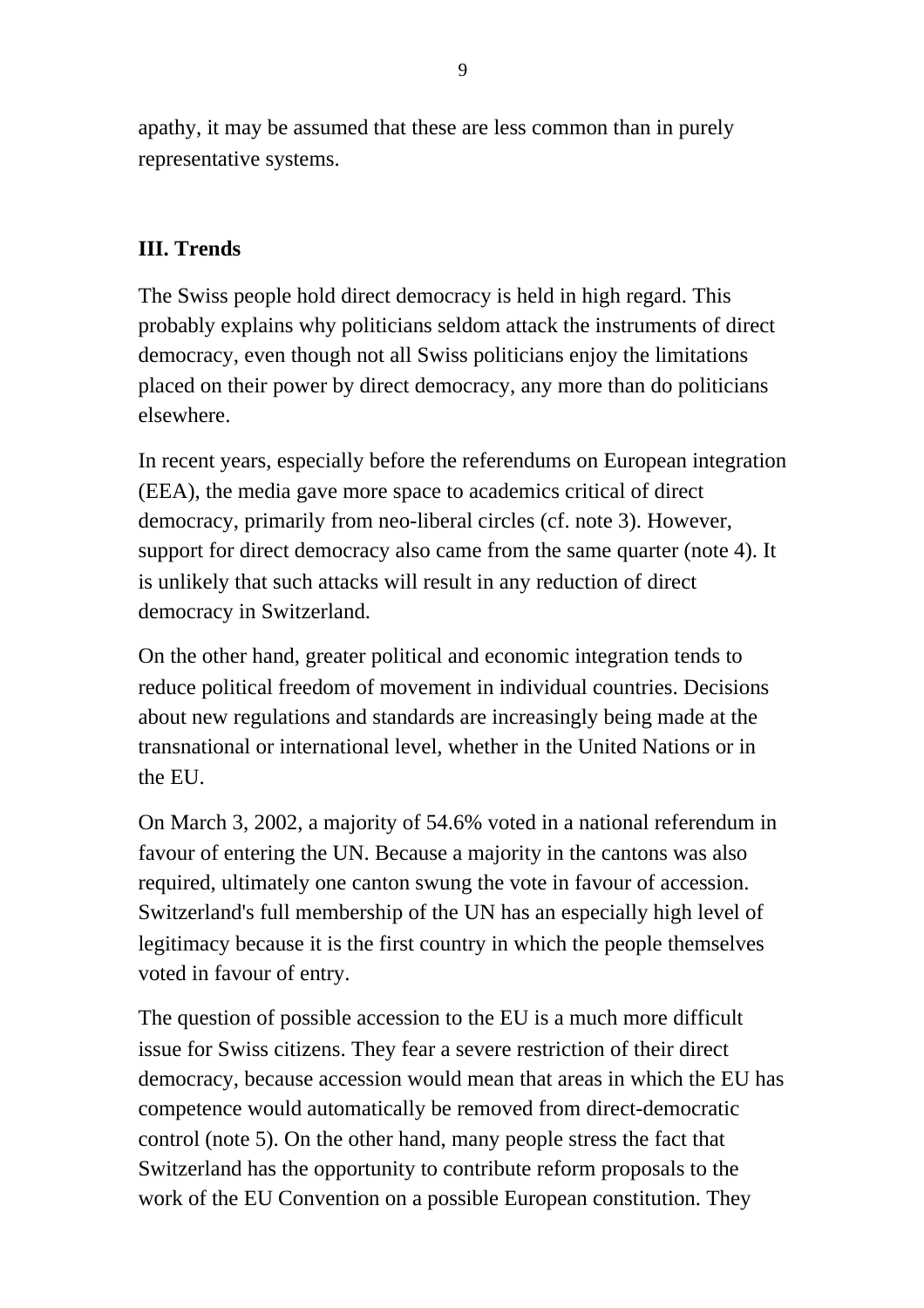apathy, it may be assumed that these are less common than in purely representative systems.

## III. Trends

The Swiss people hold direct democracy is held in high regard. This probably explains why politicians seldom attack the instruments of direct democracy, even though not all Swiss politicians enjoy the limitations placed on their power by direct democracy, any more than do politicians elsewhere.

In recent years, especially before the referendums on European integration (EEA), the media gave more space to academics critical of direct democracy, primarily from neo-liberal circles (cf. note 3). However, support for direct democracy also came from the same quarter (note 4). It is unlikely that such attacks will result in any reduction of direct democracy in Switzerland.

On the other hand, greater political and economic integration tends to reduce political freedom of movement in individual countries. Decisions about new regulations and standards are increasingly being made at the transnational or international level, whether in the United Nations or in the EU.

On March 3, 2002, a majority of 54.6% voted in a national referendum in favour of entering the UN. Because a majority in the cantons was also required, ultimately one canton swung the vote in favour of accession. Switzerland's full membership of the UN has an especially high level of legitimacy because it is the first country in which the people themselves voted in favour of entry.

The question of possible accession to the EU is a much more difficult issue for Swiss citizens. They fear a severe restriction of their direct democracy, because accession would mean that areas in which the EU has competence would automatically be removed from direct-democratic control (note 5). On the other hand, many people stress the fact that Switzerland has the opportunity to contribute reform proposals to the work of the EU Convention on a possible European constitution. They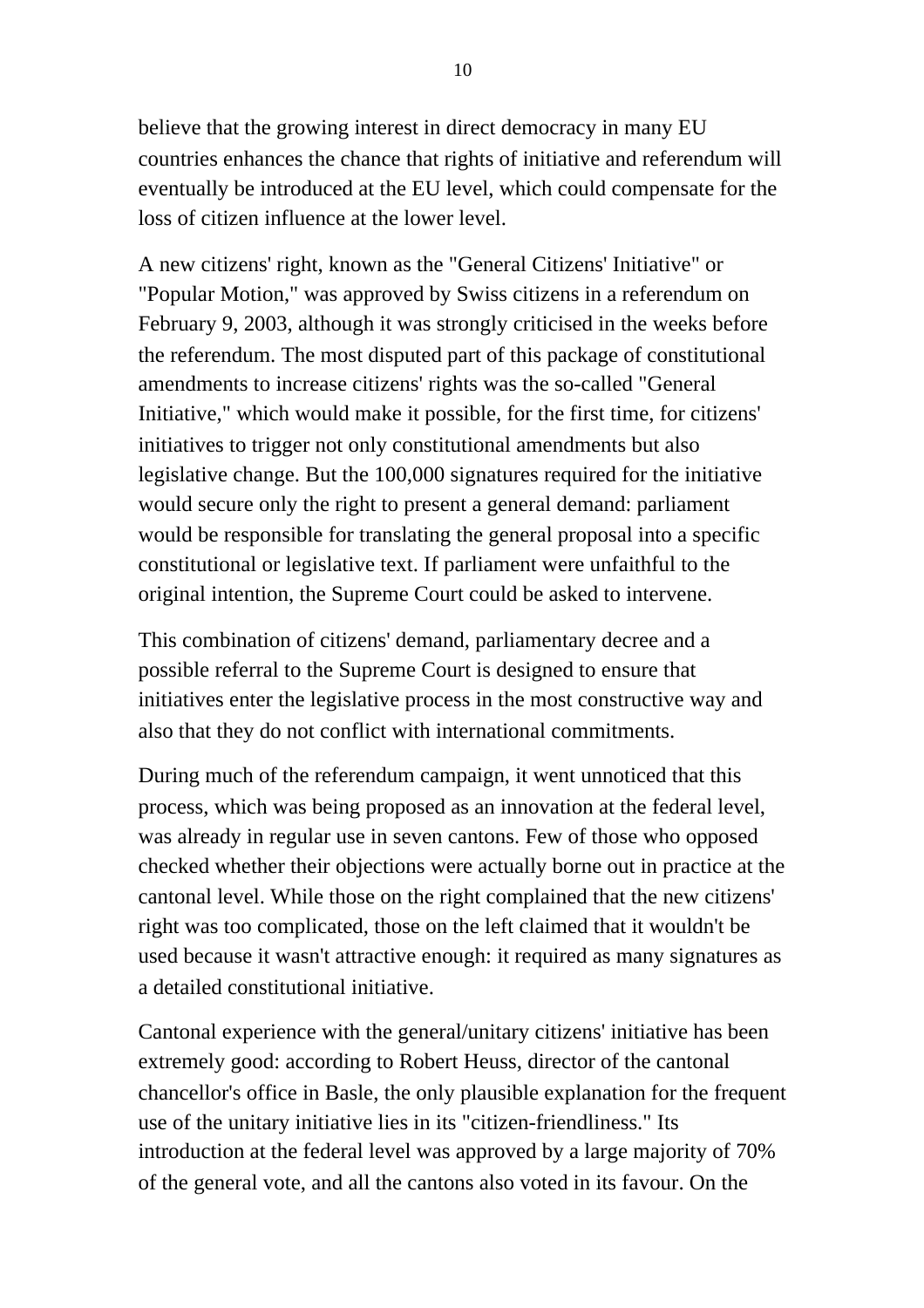believe that the growing interest in direct democracy in many EU countries enhances the chance that rights of initiative and referendum will eventually be introduced at the EU level, which could compensate for the loss of citizen influence at the lower level.

A new citizens' right, known as the "General Citizens' Initiative" or "Popular Motion," was approved by Swiss citizens in a referendum on February 9, 2003, although it was strongly criticised in the weeks before the referendum. The most disputed part of this package of constitutional amendments to increase citizens' rights was the so-called "General Initiative," which would make it possible, for the first time, for citizens' initiatives to trigger not only constitutional amendments but also legislative change. But the 100,000 signatures required for the initiative would secure only the right to present a general demand: parliament would be responsible for translating the general proposal into a specific constitutional or legislative text. If parliament were unfaithful to the original intention, the Supreme Court could be asked to intervene.

This combination of citizens' demand, parliamentary decree and a possible referral to the Supreme Court is designed to ensure that initiatives enter the legislative process in the most constructive way and also that they do not conflict with international commitments.

During much of the referendum campaign, it went unnoticed that this process, which was being proposed as an innovation at the federal level, was already in regular use in seven cantons. Few of those who opposed checked whether their objections were actually borne out in practice at the cantonal level. While those on the right complained that the new citizens' right was too complicated, those on the left claimed that it wouldn't be used because it wasn't attractive enough: it required as many signatures as a detailed constitutional initiative.

Cantonal experience with the general/unitary citizens' initiative has been extremely good: according to Robert Heuss, director of the cantonal chancellor's office in Basle, the only plausible explanation for the frequent use of the unitary initiative lies in its "citizen-friendliness." Its introduction at the federal level was approved by a large majority of 70% of the general vote, and all the cantons also voted in its favour. On the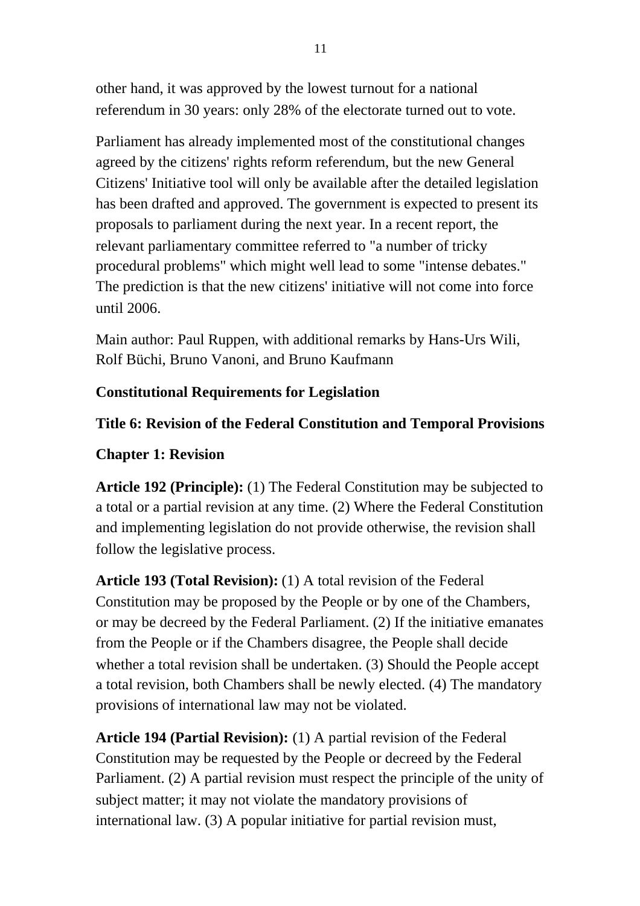other hand, it was approved by the lowest turnout for a national referendum in 30 years: only 28% of the electorate turned out to vote.

Parliament has already implemented most of the constitutional changes agreed by the citizens' rights reform referendum, but the new General Citizens' Initiative tool will only be available after the detailed legislation has been drafted and approved. The government is expected to present its proposals to parliament during the next year. In a recent report, the relevant parliamentary committee referred to "a number of tricky procedural problems" which might well lead to some "intense debates." The prediction is that the new citizens' initiative will not come into force until 2006.

Main author: Paul Ruppen, with additional remarks by Hans-Urs Wili, Rolf Büchi, Bruno Vanoni, and Bruno Kaufmann

**Constitutional Requirements for Legislation**

**Title 6: Revision of the Federal Constitution and Temporal Provisions**

**Chapter 1: Revision**

**Article 192 (Principle):** (1) The Federal Constitution may be subjected to a total or a partial revision at any time. (2) Where the Federal Constitution and implementing legislation do not provide otherwise, the revision shall follow the legislative process.

**Article 193 (Total Revision):** (1) A total revision of the Federal Constitution may be proposed by the People or by one of the Chambers, or may be decreed by the Federal Parliament. (2) If the initiative emanates from the People or if the Chambers disagree, the People shall decide whether a total revision shall be undertaken. (3) Should the People accept a total revision, both Chambers shall be newly elected. (4) The mandatory provisions of international law may not be violated.

**Article 194 (Partial Revision):** (1) A partial revision of the Federal Constitution may be requested by the People or decreed by the Federal Parliament. (2) A partial revision must respect the principle of the unity of subject matter; it may not violate the mandatory provisions of international law. (3) A popular initiative for partial revision must,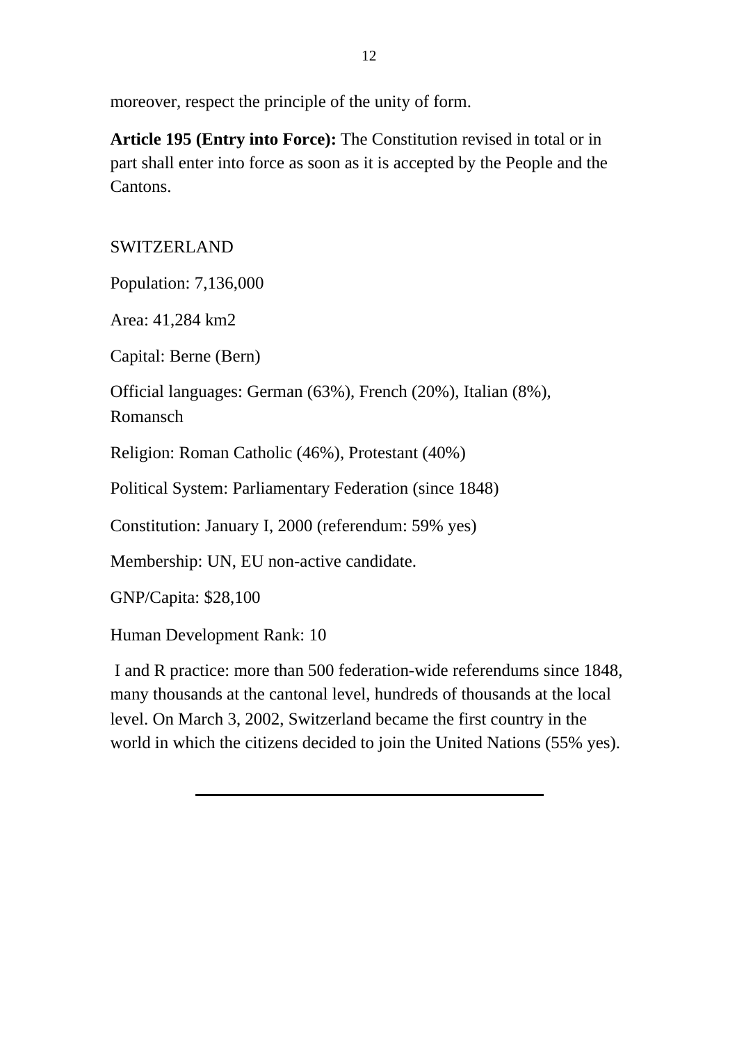moreover, respect the principle of the unity of form.

**Article 195 (Entry into Force):** The Constitution revised in total or in part shall enter into force as soon as it is accepted by the People and the Cantons.

SWITZERLAND

Population: 7,136,000

Area: 41,284 km2

Capital: Berne (Bern)

Official languages: German (63%), French (20%), Italian (8%), Romansch

Religion: Roman Catholic (46%), Protestant (40%)

Political System: Parliamentary Federation (since 1848)

Constitution: January I, 2000 (referendum: 59% yes)

Membership: UN, EU non-active candidate.

GNP/Capita: $28,100

Human Development Rank: 10

I and R practice: more than 500 federation-wide referendums since 1848, many thousands at the cantonal level, hundreds of thousands at the local level. On March 3, 2002, Switzerland became the first country in the world in which the citizens decided to join the United Nations (55% yes).

---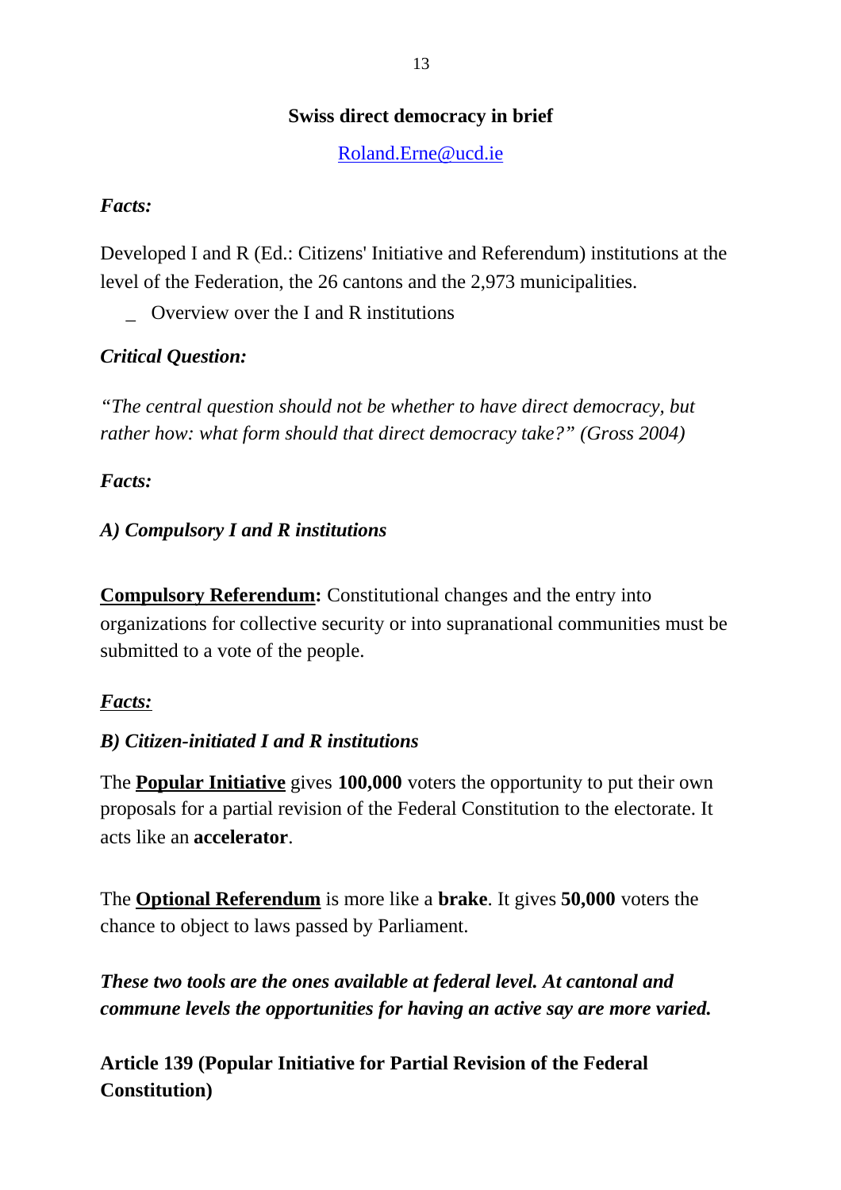## Swiss direct democracy in brief

Roland.Erne@ucd.ie

***Facts:***

Developed I and R (Ed.: Citizens' Initiative and Referendum) institutions at the level of the Federation, the 26 cantons and the 2,973 municipalities.

- Overview over the I and R institutions

***Critical Question:***

*"The central question should not be whether to have direct democracy, but rather how: what form should that direct democracy take?" (Gross 2004)*

***Facts:***

***A) Compulsory I and R institutions***

**Compulsory Referendum:** Constitutional changes and the entry into organizations for collective security or into supranational communities must be submitted to a vote of the people.

***Facts:***

***B) Citizen-initiated I and R institutions***

The **Popular Initiative** gives **100,000** voters the opportunity to put their own proposals for a partial revision of the Federal Constitution to the electorate. It acts like an **accelerator**.

The **Optional Referendum** is more like a **brake**. It gives **50,000** voters the chance to object to laws passed by Parliament.

***These two tools are the ones available at federal level. At cantonal and commune levels the opportunities for having an active say are more varied.***

**Article 139 (Popular Initiative for Partial Revision of the Federal Constitution)**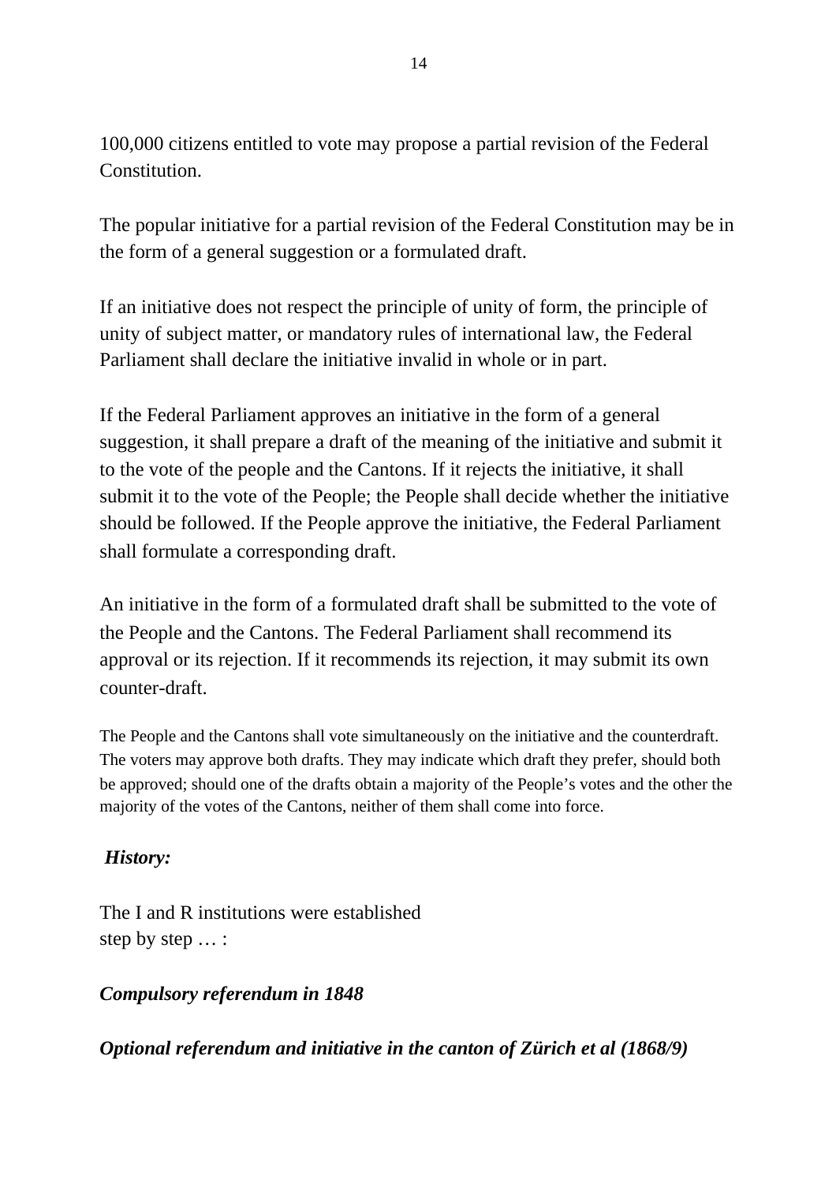100,000 citizens entitled to vote may propose a partial revision of the Federal Constitution.

The popular initiative for a partial revision of the Federal Constitution may be in the form of a general suggestion or a formulated draft.

If an initiative does not respect the principle of unity of form, the principle of unity of subject matter, or mandatory rules of international law, the Federal Parliament shall declare the initiative invalid in whole or in part.

If the Federal Parliament approves an initiative in the form of a general suggestion, it shall prepare a draft of the meaning of the initiative and submit it to the vote of the people and the Cantons. If it rejects the initiative, it shall submit it to the vote of the People; the People shall decide whether the initiative should be followed. If the People approve the initiative, the Federal Parliament shall formulate a corresponding draft.

An initiative in the form of a formulated draft shall be submitted to the vote of the People and the Cantons. The Federal Parliament shall recommend its approval or its rejection. If it recommends its rejection, it may submit its own counter-draft.

The People and the Cantons shall vote simultaneously on the initiative and the counterdraft. The voters may approve both drafts. They may indicate which draft they prefer, should both be approved; should one of the drafts obtain a majority of the People's votes and the other the majority of the votes of the Cantons, neither of them shall come into force.

***History:***

The I and R institutions were established step by step … :

***Compulsory referendum in 1848***

***Optional referendum and initiative in the canton of Zürich et al (1868/9)***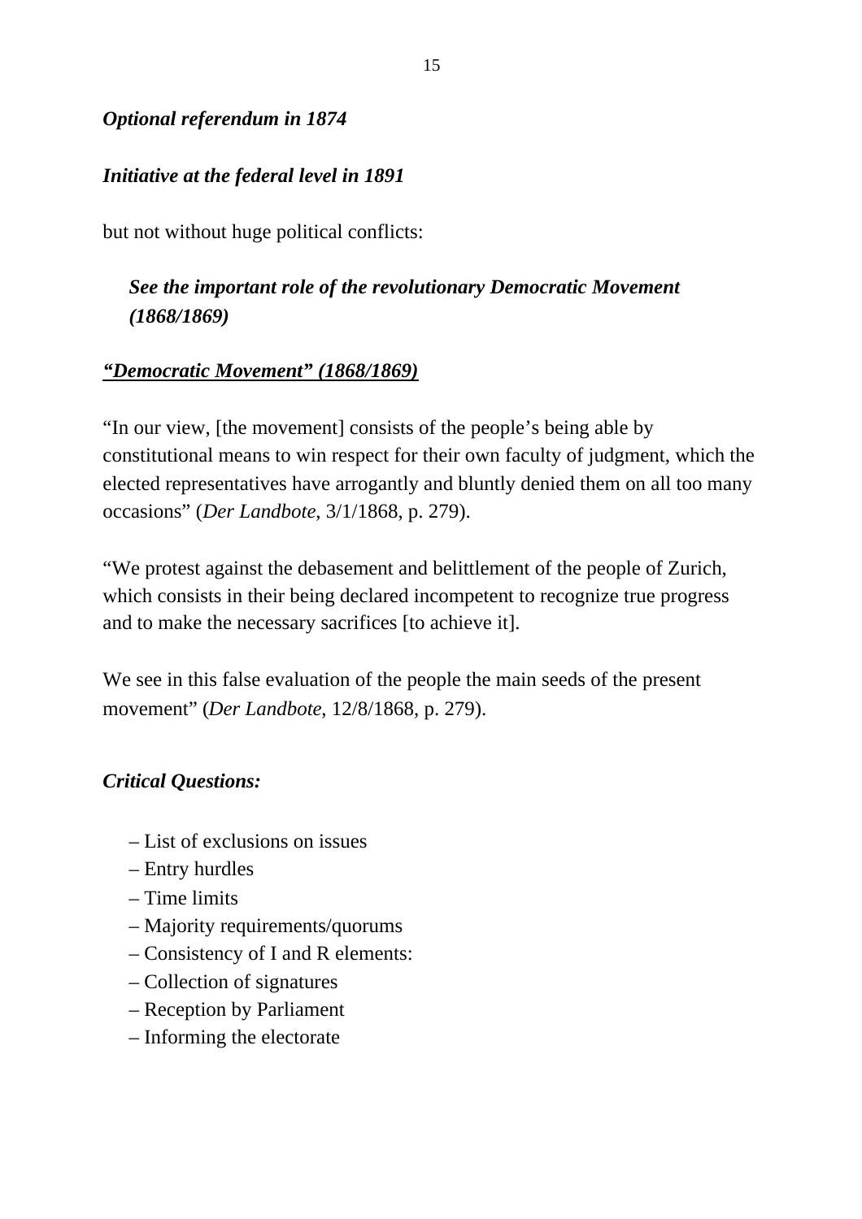***Optional referendum in 1874***

***Initiative at the federal level in 1891***

but not without huge political conflicts:

> ***See the important role of the revolutionary Democratic Movement (1868/1869)***

***<u>"Democratic Movement" (1868/1869)</u>***

"In our view, [the movement] consists of the people's being able by constitutional means to win respect for their own faculty of judgment, which the elected representatives have arrogantly and bluntly denied them on all too many occasions" (*Der Landbote*, 3/1/1868, p. 279).

"We protest against the debasement and belittlement of the people of Zurich, which consists in their being declared incompetent to recognize true progress and to make the necessary sacrifices [to achieve it].

We see in this false evaluation of the people the main seeds of the present movement" (*Der Landbote*, 12/8/1868, p. 279).

***Critical Questions:***

- List of exclusions on issues
- Entry hurdles
- Time limits
- Majority requirements/quorums
- Consistency of I and R elements:
- Collection of signatures
- Reception by Parliament
- Informing the electorate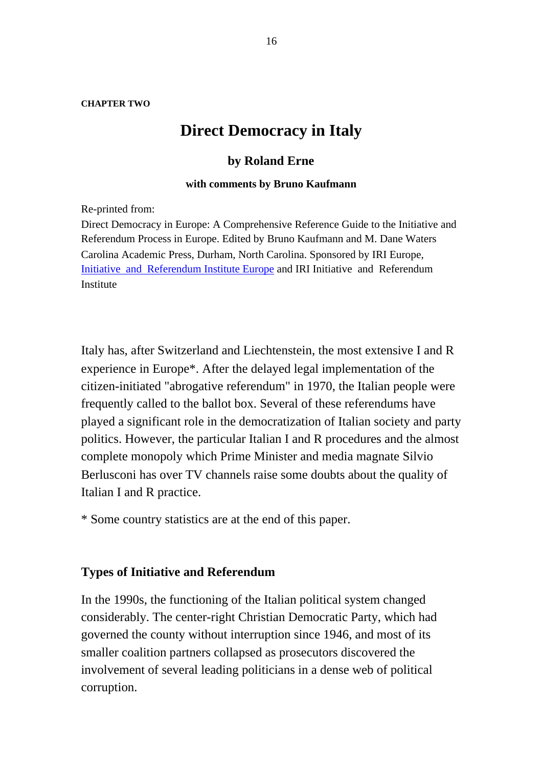**CHAPTER TWO**

# Direct Democracy in Italy

### by Roland Erne

#### with comments by Bruno Kaufmann

Re-printed from:

Direct Democracy in Europe: A Comprehensive Reference Guide to the Initiative and Referendum Process in Europe. Edited by Bruno Kaufmann and M. Dane Waters Carolina Academic Press, Durham, North Carolina. Sponsored by IRI Europe, Initiative and Referendum Institute Europe and IRI Initiative and Referendum Institute

Italy has, after Switzerland and Liechtenstein, the most extensive I and R experience in Europe*. After the delayed legal implementation of the citizen-initiated "abrogative referendum" in 1970, the Italian people were frequently called to the ballot box. Several of these referendums have played a significant role in the democratization of Italian society and party politics. However, the particular Italian I and R procedures and the almost complete monopoly which Prime Minister and media magnate Silvio Berlusconi has over TV channels raise some doubts about the quality of Italian I and R practice.

* Some country statistics are at the end of this paper.

## Types of Initiative and Referendum

In the 1990s, the functioning of the Italian political system changed considerably. The center-right Christian Democratic Party, which had governed the county without interruption since 1946, and most of its smaller coalition partners collapsed as prosecutors discovered the involvement of several leading politicians in a dense web of political corruption.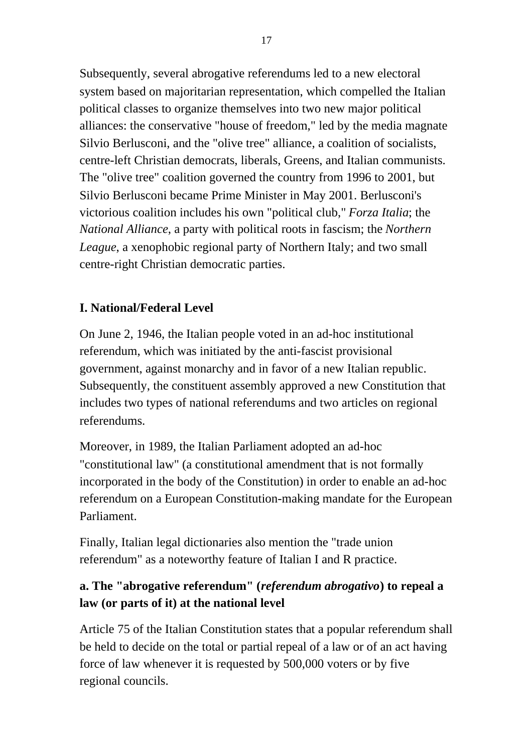Subsequently, several abrogative referendums led to a new electoral system based on majoritarian representation, which compelled the Italian political classes to organize themselves into two new major political alliances: the conservative "house of freedom," led by the media magnate Silvio Berlusconi, and the "olive tree" alliance, a coalition of socialists, centre-left Christian democrats, liberals, Greens, and Italian communists. The "olive tree" coalition governed the country from 1996 to 2001, but Silvio Berlusconi became Prime Minister in May 2001. Berlusconi's victorious coalition includes his own "political club," *Forza Italia*; the *National Alliance*, a party with political roots in fascism; the *Northern League*, a xenophobic regional party of Northern Italy; and two small centre-right Christian democratic parties.

## I. National/Federal Level

On June 2, 1946, the Italian people voted in an ad-hoc institutional referendum, which was initiated by the anti-fascist provisional government, against monarchy and in favor of a new Italian republic. Subsequently, the constituent assembly approved a new Constitution that includes two types of national referendums and two articles on regional referendums.

Moreover, in 1989, the Italian Parliament adopted an ad-hoc "constitutional law" (a constitutional amendment that is not formally incorporated in the body of the Constitution) in order to enable an ad-hoc referendum on a European Constitution-making mandate for the European Parliament.

Finally, Italian legal dictionaries also mention the "trade union referendum" as a noteworthy feature of Italian I and R practice.

### a. The "abrogative referendum" (*referendum abrogativo*) to repeal a law (or parts of it) at the national level

Article 75 of the Italian Constitution states that a popular referendum shall be held to decide on the total or partial repeal of a law or of an act having force of law whenever it is requested by 500,000 voters or by five regional councils.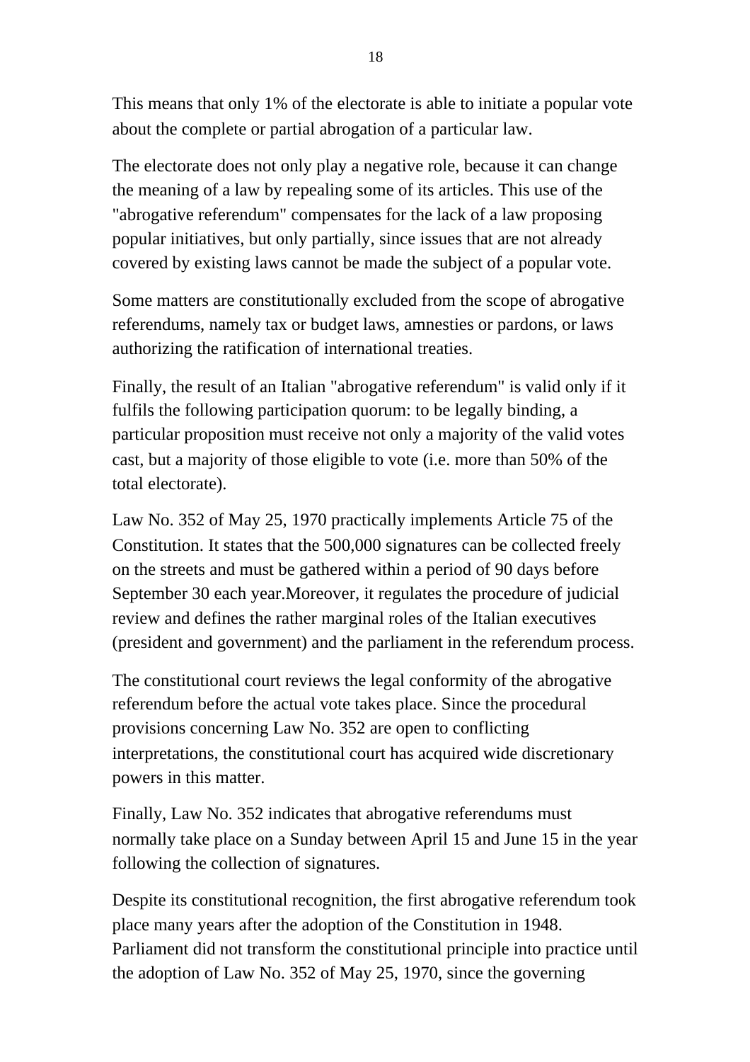This means that only 1% of the electorate is able to initiate a popular vote about the complete or partial abrogation of a particular law.

The electorate does not only play a negative role, because it can change the meaning of a law by repealing some of its articles. This use of the "abrogative referendum" compensates for the lack of a law proposing popular initiatives, but only partially, since issues that are not already covered by existing laws cannot be made the subject of a popular vote.

Some matters are constitutionally excluded from the scope of abrogative referendums, namely tax or budget laws, amnesties or pardons, or laws authorizing the ratification of international treaties.

Finally, the result of an Italian "abrogative referendum" is valid only if it fulfils the following participation quorum: to be legally binding, a particular proposition must receive not only a majority of the valid votes cast, but a majority of those eligible to vote (i.e. more than 50% of the total electorate).

Law No. 352 of May 25, 1970 practically implements Article 75 of the Constitution. It states that the 500,000 signatures can be collected freely on the streets and must be gathered within a period of 90 days before September 30 each year.Moreover, it regulates the procedure of judicial review and defines the rather marginal roles of the Italian executives (president and government) and the parliament in the referendum process.

The constitutional court reviews the legal conformity of the abrogative referendum before the actual vote takes place. Since the procedural provisions concerning Law No. 352 are open to conflicting interpretations, the constitutional court has acquired wide discretionary powers in this matter.

Finally, Law No. 352 indicates that abrogative referendums must normally take place on a Sunday between April 15 and June 15 in the year following the collection of signatures.

Despite its constitutional recognition, the first abrogative referendum took place many years after the adoption of the Constitution in 1948. Parliament did not transform the constitutional principle into practice until the adoption of Law No. 352 of May 25, 1970, since the governing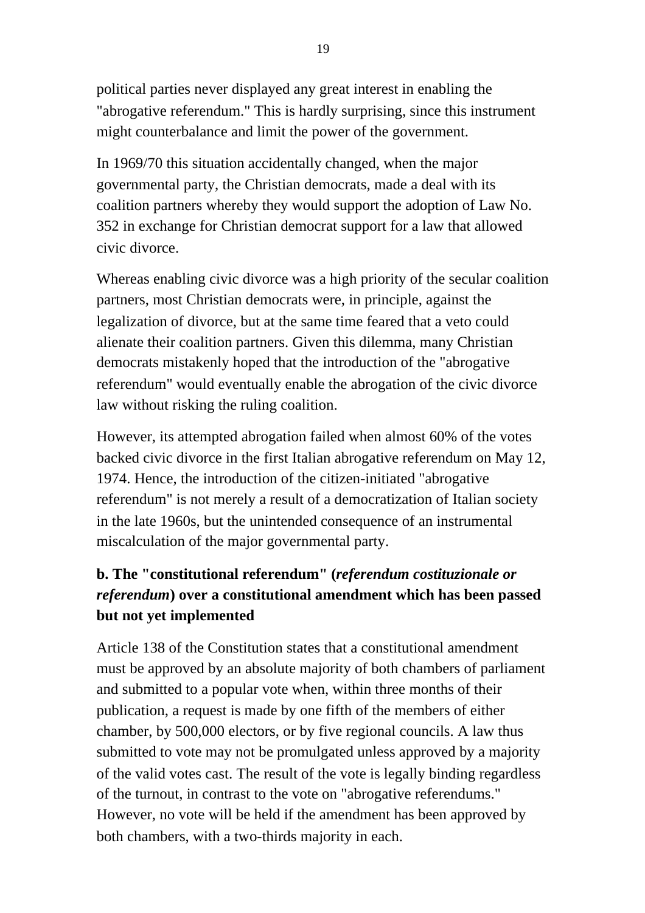political parties never displayed any great interest in enabling the "abrogative referendum." This is hardly surprising, since this instrument might counterbalance and limit the power of the government.

In 1969/70 this situation accidentally changed, when the major governmental party, the Christian democrats, made a deal with its coalition partners whereby they would support the adoption of Law No. 352 in exchange for Christian democrat support for a law that allowed civic divorce.

Whereas enabling civic divorce was a high priority of the secular coalition partners, most Christian democrats were, in principle, against the legalization of divorce, but at the same time feared that a veto could alienate their coalition partners. Given this dilemma, many Christian democrats mistakenly hoped that the introduction of the "abrogative referendum" would eventually enable the abrogation of the civic divorce law without risking the ruling coalition.

However, its attempted abrogation failed when almost 60% of the votes backed civic divorce in the first Italian abrogative referendum on May 12, 1974. Hence, the introduction of the citizen-initiated "abrogative referendum" is not merely a result of a democratization of Italian society in the late 1960s, but the unintended consequence of an instrumental miscalculation of the major governmental party.

### b. The "constitutional referendum" (*referendum costituzionale or referendum*) over a constitutional amendment which has been passed but not yet implemented

Article 138 of the Constitution states that a constitutional amendment must be approved by an absolute majority of both chambers of parliament and submitted to a popular vote when, within three months of their publication, a request is made by one fifth of the members of either chamber, by 500,000 electors, or by five regional councils. A law thus submitted to vote may not be promulgated unless approved by a majority of the valid votes cast. The result of the vote is legally binding regardless of the turnout, in contrast to the vote on "abrogative referendums." However, no vote will be held if the amendment has been approved by both chambers, with a two-thirds majority in each.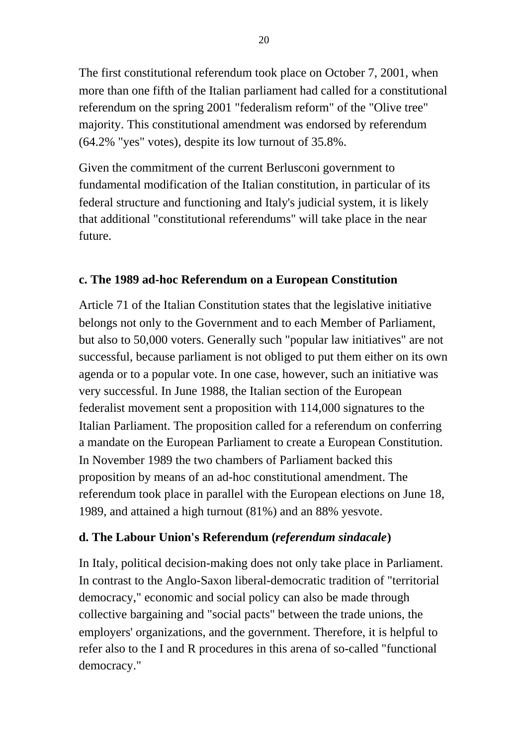The first constitutional referendum took place on October 7, 2001, when more than one fifth of the Italian parliament had called for a constitutional referendum on the spring 2001 "federalism reform" of the "Olive tree" majority. This constitutional amendment was endorsed by referendum (64.2% "yes" votes), despite its low turnout of 35.8%.

Given the commitment of the current Berlusconi government to fundamental modification of the Italian constitution, in particular of its federal structure and functioning and Italy's judicial system, it is likely that additional "constitutional referendums" will take place in the near future.

### c. The 1989 ad-hoc Referendum on a European Constitution

Article 71 of the Italian Constitution states that the legislative initiative belongs not only to the Government and to each Member of Parliament, but also to 50,000 voters. Generally such "popular law initiatives" are not successful, because parliament is not obliged to put them either on its own agenda or to a popular vote. In one case, however, such an initiative was very successful. In June 1988, the Italian section of the European federalist movement sent a proposition with 114,000 signatures to the Italian Parliament. The proposition called for a referendum on conferring a mandate on the European Parliament to create a European Constitution. In November 1989 the two chambers of Parliament backed this proposition by means of an ad-hoc constitutional amendment. The referendum took place in parallel with the European elections on June 18, 1989, and attained a high turnout (81%) and an 88% yesvote.

### d. The Labour Union's Referendum (*referendum sindacale*)

In Italy, political decision-making does not only take place in Parliament. In contrast to the Anglo-Saxon liberal-democratic tradition of "territorial democracy," economic and social policy can also be made through collective bargaining and "social pacts" between the trade unions, the employers' organizations, and the government. Therefore, it is helpful to refer also to the I and R procedures in this arena of so-called "functional democracy."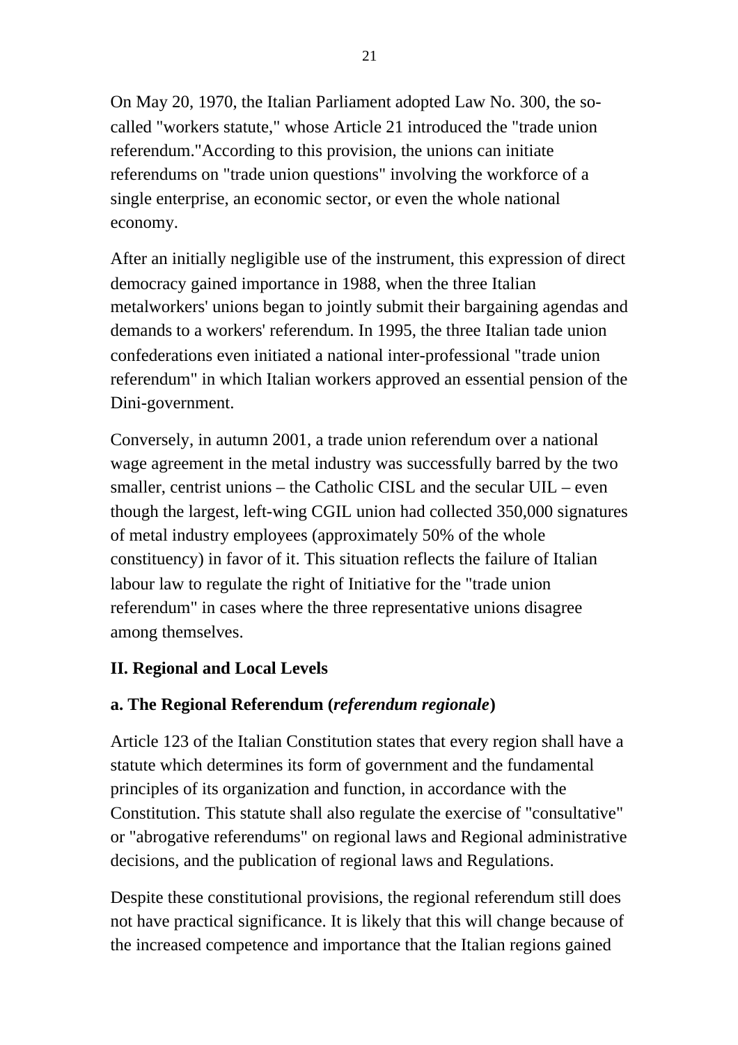On May 20, 1970, the Italian Parliament adopted Law No. 300, the so-called "workers statute," whose Article 21 introduced the "trade union referendum."According to this provision, the unions can initiate referendums on "trade union questions" involving the workforce of a single enterprise, an economic sector, or even the whole national economy.

After an initially negligible use of the instrument, this expression of direct democracy gained importance in 1988, when the three Italian metalworkers' unions began to jointly submit their bargaining agendas and demands to a workers' referendum. In 1995, the three Italian tade union confederations even initiated a national inter-professional "trade union referendum" in which Italian workers approved an essential pension of the Dini-government.

Conversely, in autumn 2001, a trade union referendum over a national wage agreement in the metal industry was successfully barred by the two smaller, centrist unions – the Catholic CISL and the secular UIL – even though the largest, left-wing CGIL union had collected 350,000 signatures of metal industry employees (approximately 50% of the whole constituency) in favor of it. This situation reflects the failure of Italian labour law to regulate the right of Initiative for the "trade union referendum" in cases where the three representative unions disagree among themselves.

## II. Regional and Local Levels

### a. The Regional Referendum (*referendum regionale*)

Article 123 of the Italian Constitution states that every region shall have a statute which determines its form of government and the fundamental principles of its organization and function, in accordance with the Constitution. This statute shall also regulate the exercise of "consultative" or "abrogative referendums" on regional laws and Regional administrative decisions, and the publication of regional laws and Regulations.

Despite these constitutional provisions, the regional referendum still does not have practical significance. It is likely that this will change because of the increased competence and importance that the Italian regions gained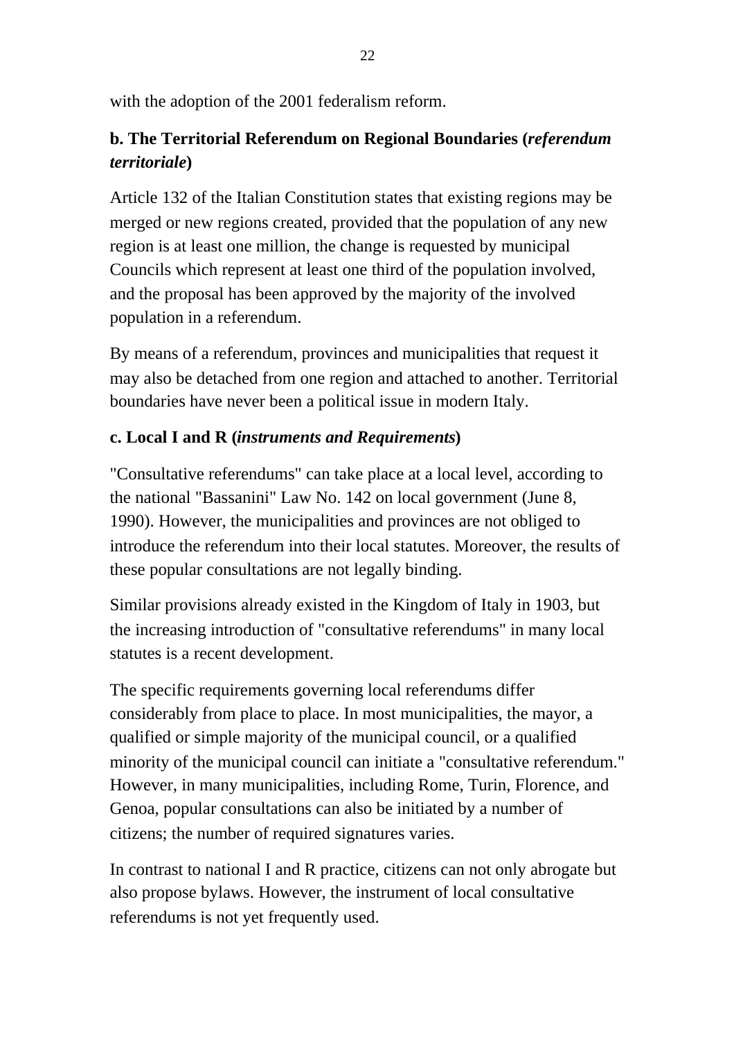with the adoption of the 2001 federalism reform.

### b. The Territorial Referendum on Regional Boundaries (*referendum territoriale*)

Article 132 of the Italian Constitution states that existing regions may be merged or new regions created, provided that the population of any new region is at least one million, the change is requested by municipal Councils which represent at least one third of the population involved, and the proposal has been approved by the majority of the involved population in a referendum.

By means of a referendum, provinces and municipalities that request it may also be detached from one region and attached to another. Territorial boundaries have never been a political issue in modern Italy.

### c. Local I and R (*instruments and Requirements*)

"Consultative referendums" can take place at a local level, according to the national "Bassanini" Law No. 142 on local government (June 8, 1990). However, the municipalities and provinces are not obliged to introduce the referendum into their local statutes. Moreover, the results of these popular consultations are not legally binding.

Similar provisions already existed in the Kingdom of Italy in 1903, but the increasing introduction of "consultative referendums" in many local statutes is a recent development.

The specific requirements governing local referendums differ considerably from place to place. In most municipalities, the mayor, a qualified or simple majority of the municipal council, or a qualified minority of the municipal council can initiate a "consultative referendum." However, in many municipalities, including Rome, Turin, Florence, and Genoa, popular consultations can also be initiated by a number of citizens; the number of required signatures varies.

In contrast to national I and R practice, citizens can not only abrogate but also propose bylaws. However, the instrument of local consultative referendums is not yet frequently used.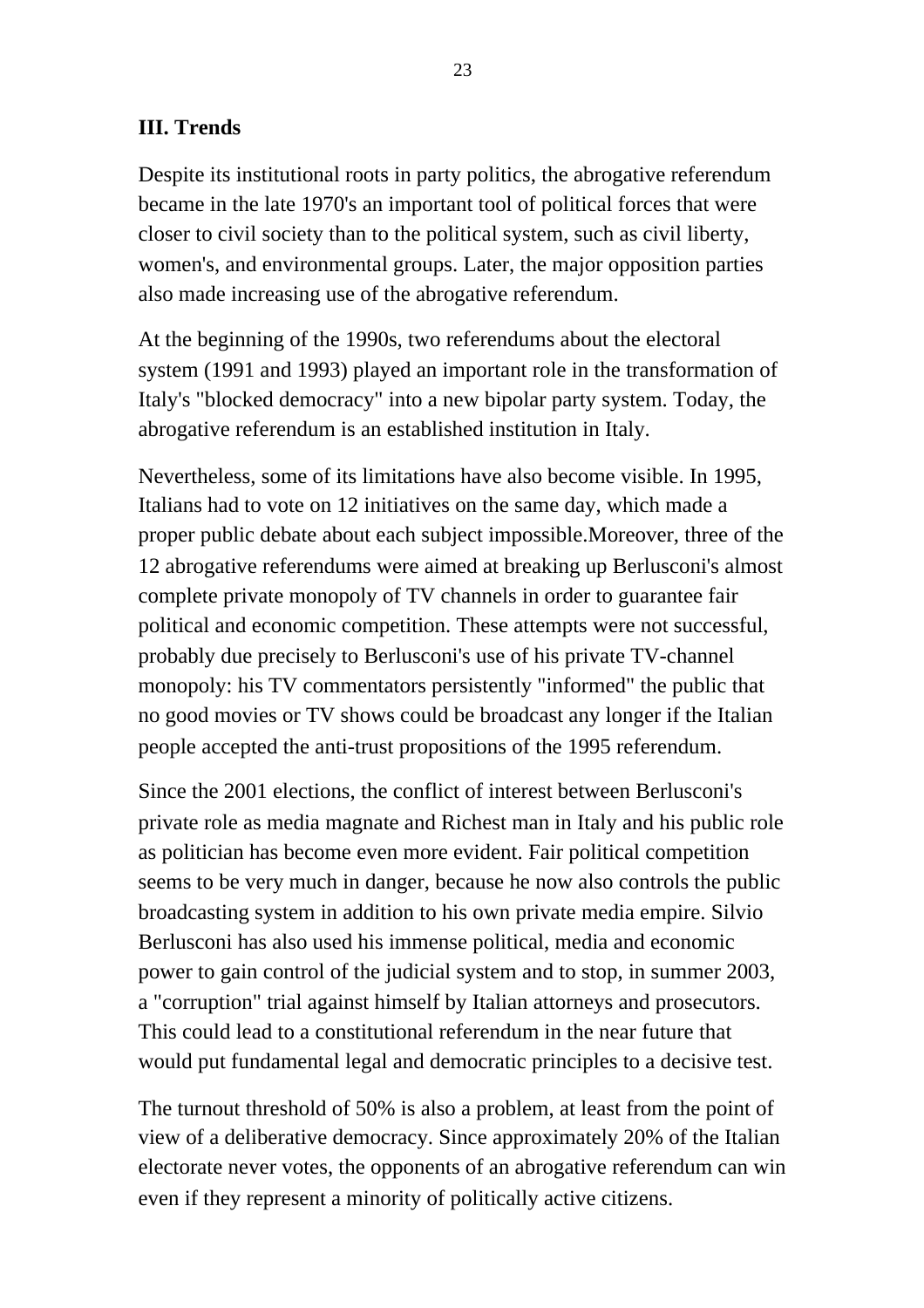### III. Trends

Despite its institutional roots in party politics, the abrogative referendum became in the late 1970's an important tool of political forces that were closer to civil society than to the political system, such as civil liberty, women's, and environmental groups. Later, the major opposition parties also made increasing use of the abrogative referendum.

At the beginning of the 1990s, two referendums about the electoral system (1991 and 1993) played an important role in the transformation of Italy's "blocked democracy" into a new bipolar party system. Today, the abrogative referendum is an established institution in Italy.

Nevertheless, some of its limitations have also become visible. In 1995, Italians had to vote on 12 initiatives on the same day, which made a proper public debate about each subject impossible.Moreover, three of the 12 abrogative referendums were aimed at breaking up Berlusconi's almost complete private monopoly of TV channels in order to guarantee fair political and economic competition. These attempts were not successful, probably due precisely to Berlusconi's use of his private TV-channel monopoly: his TV commentators persistently "informed" the public that no good movies or TV shows could be broadcast any longer if the Italian people accepted the anti-trust propositions of the 1995 referendum.

Since the 2001 elections, the conflict of interest between Berlusconi's private role as media magnate and Richest man in Italy and his public role as politician has become even more evident. Fair political competition seems to be very much in danger, because he now also controls the public broadcasting system in addition to his own private media empire. Silvio Berlusconi has also used his immense political, media and economic power to gain control of the judicial system and to stop, in summer 2003, a "corruption" trial against himself by Italian attorneys and prosecutors. This could lead to a constitutional referendum in the near future that would put fundamental legal and democratic principles to a decisive test.

The turnout threshold of 50% is also a problem, at least from the point of view of a deliberative democracy. Since approximately 20% of the Italian electorate never votes, the opponents of an abrogative referendum can win even if they represent a minority of politically active citizens.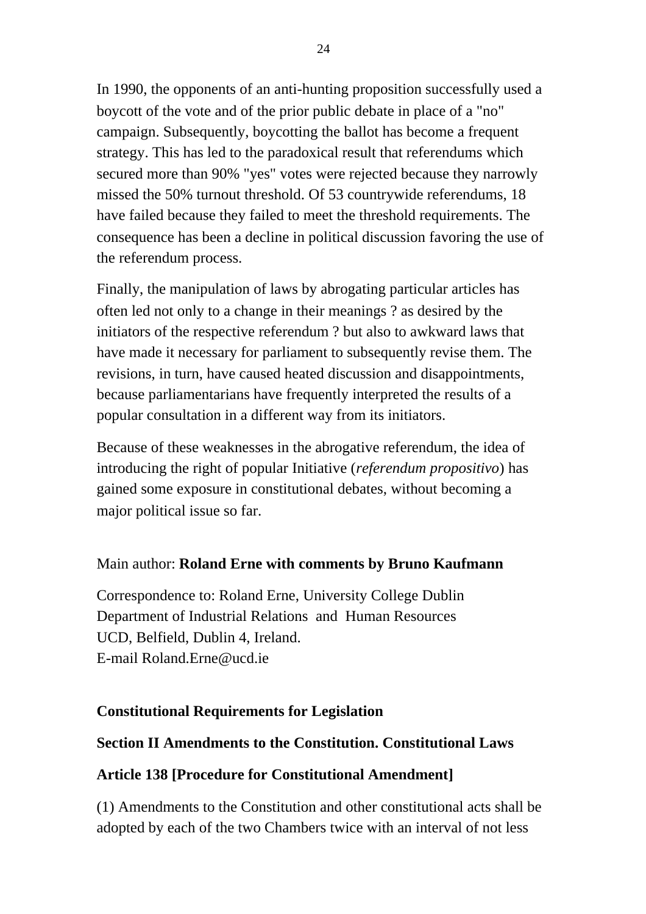In 1990, the opponents of an anti-hunting proposition successfully used a boycott of the vote and of the prior public debate in place of a "no" campaign. Subsequently, boycotting the ballot has become a frequent strategy. This has led to the paradoxical result that referendums which secured more than 90% "yes" votes were rejected because they narrowly missed the 50% turnout threshold. Of 53 countrywide referendums, 18 have failed because they failed to meet the threshold requirements. The consequence has been a decline in political discussion favoring the use of the referendum process.

Finally, the manipulation of laws by abrogating particular articles has often led not only to a change in their meanings ? as desired by the initiators of the respective referendum ? but also to awkward laws that have made it necessary for parliament to subsequently revise them. The revisions, in turn, have caused heated discussion and disappointments, because parliamentarians have frequently interpreted the results of a popular consultation in a different way from its initiators.

Because of these weaknesses in the abrogative referendum, the idea of introducing the right of popular Initiative (*referendum propositivo*) has gained some exposure in constitutional debates, without becoming a major political issue so far.

Main author: **Roland Erne with comments by Bruno Kaufmann**

Correspondence to: Roland Erne, University College Dublin
Department of Industrial Relations and Human Resources
UCD, Belfield, Dublin 4, Ireland.
E-mail Roland.Erne@ucd.ie

**Constitutional Requirements for Legislation**

**Section II Amendments to the Constitution. Constitutional Laws**

**Article 138 [Procedure for Constitutional Amendment]**

(1) Amendments to the Constitution and other constitutional acts shall be adopted by each of the two Chambers twice with an interval of not less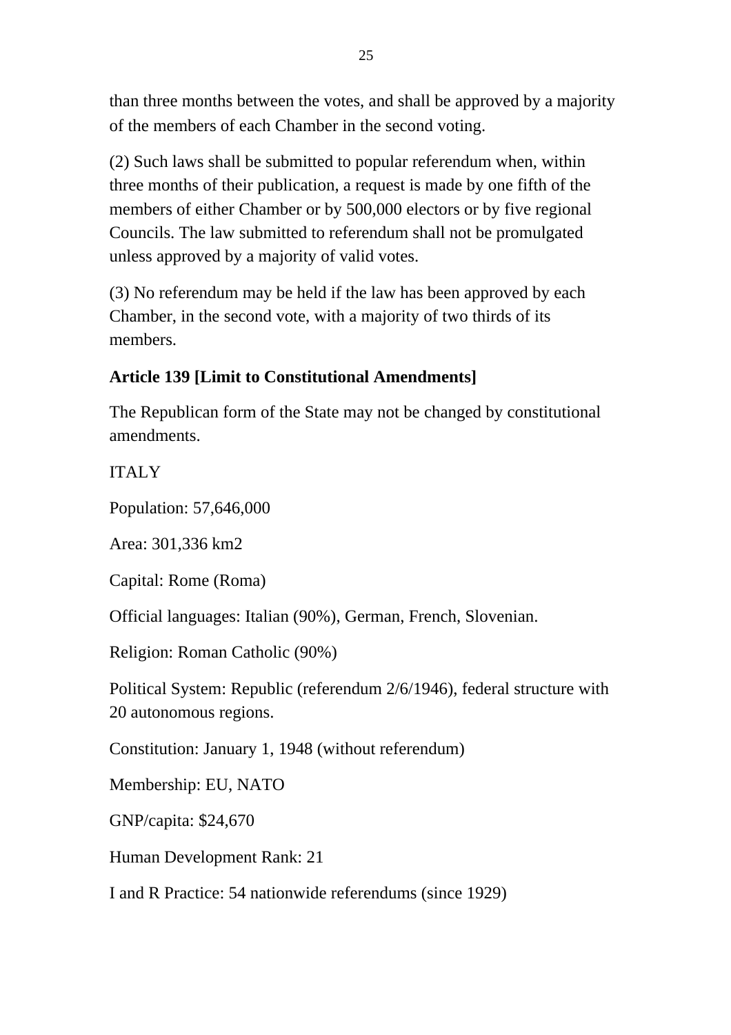than three months between the votes, and shall be approved by a majority of the members of each Chamber in the second voting.

(2) Such laws shall be submitted to popular referendum when, within three months of their publication, a request is made by one fifth of the members of either Chamber or by 500,000 electors or by five regional Councils. The law submitted to referendum shall not be promulgated unless approved by a majority of valid votes.

(3) No referendum may be held if the law has been approved by each Chamber, in the second vote, with a majority of two thirds of its members.

**Article 139 [Limit to Constitutional Amendments]**

The Republican form of the State may not be changed by constitutional amendments.

ITALY

Population: 57,646,000

Area: 301,336 km2

Capital: Rome (Roma)

Official languages: Italian (90%), German, French, Slovenian.

Religion: Roman Catholic (90%)

Political System: Republic (referendum 2/6/1946), federal structure with 20 autonomous regions.

Constitution: January 1, 1948 (without referendum)

Membership: EU, NATO

GNP/capita: $24,670

Human Development Rank: 21

I and R Practice: 54 nationwide referendums (since 1929)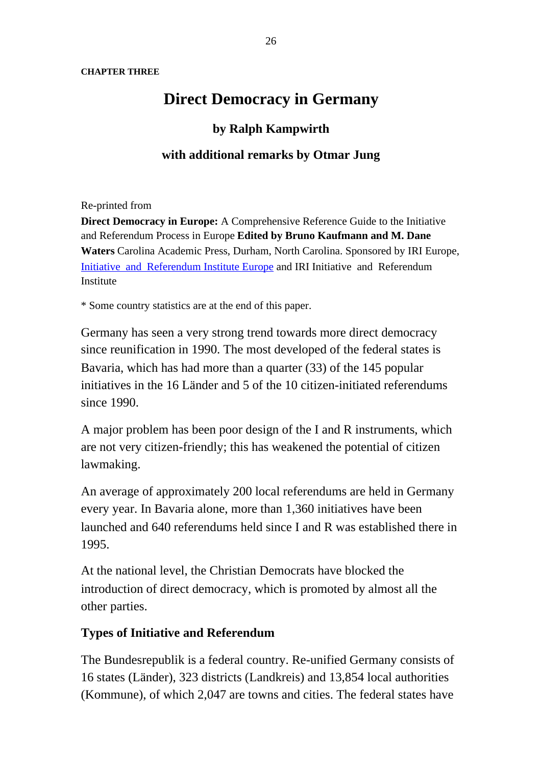**CHAPTER THREE**

# Direct Democracy in Germany

### by Ralph Kampwirth

### with additional remarks by Otmar Jung

Re-printed from

**Direct Democracy in Europe:** A Comprehensive Reference Guide to the Initiative and Referendum Process in Europe **Edited by Bruno Kaufmann and M. Dane Waters** Carolina Academic Press, Durham, North Carolina. Sponsored by IRI Europe, Initiative and Referendum Institute Europe and IRI Initiative and Referendum Institute

* Some country statistics are at the end of this paper.

Germany has seen a very strong trend towards more direct democracy since reunification in 1990. The most developed of the federal states is Bavaria, which has had more than a quarter (33) of the 145 popular initiatives in the 16 Länder and 5 of the 10 citizen-initiated referendums since 1990.

A major problem has been poor design of the I and R instruments, which are not very citizen-friendly; this has weakened the potential of citizen lawmaking.

An average of approximately 200 local referendums are held in Germany every year. In Bavaria alone, more than 1,360 initiatives have been launched and 640 referendums held since I and R was established there in 1995.

At the national level, the Christian Democrats have blocked the introduction of direct democracy, which is promoted by almost all the other parties.

## Types of Initiative and Referendum

The Bundesrepublik is a federal country. Re-unified Germany consists of 16 states (Länder), 323 districts (Landkreis) and 13,854 local authorities (Kommune), of which 2,047 are towns and cities. The federal states have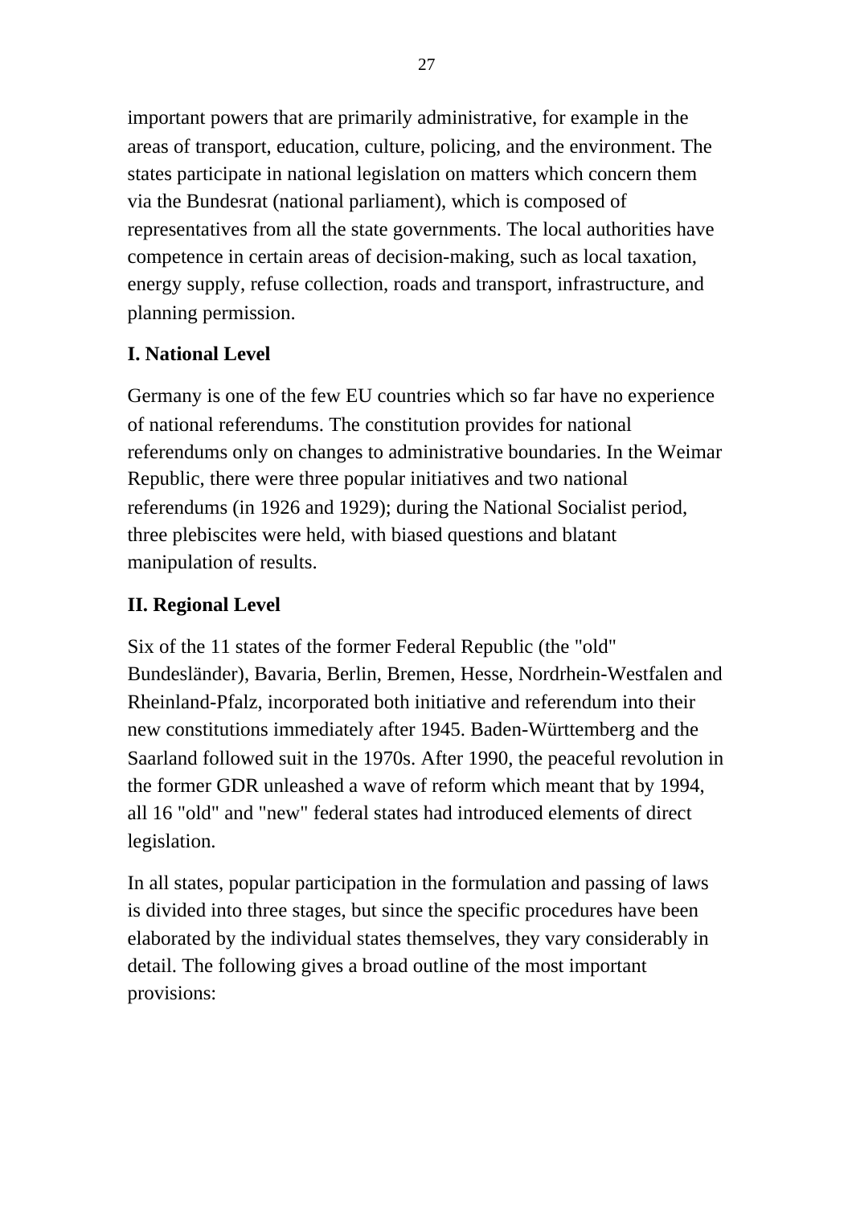important powers that are primarily administrative, for example in the areas of transport, education, culture, policing, and the environment. The states participate in national legislation on matters which concern them via the Bundesrat (national parliament), which is composed of representatives from all the state governments. The local authorities have competence in certain areas of decision-making, such as local taxation, energy supply, refuse collection, roads and transport, infrastructure, and planning permission.

## I. National Level

Germany is one of the few EU countries which so far have no experience of national referendums. The constitution provides for national referendums only on changes to administrative boundaries. In the Weimar Republic, there were three popular initiatives and two national referendums (in 1926 and 1929); during the National Socialist period, three plebiscites were held, with biased questions and blatant manipulation of results.

## II. Regional Level

Six of the 11 states of the former Federal Republic (the "old" Bundesländer), Bavaria, Berlin, Bremen, Hesse, Nordrhein-Westfalen and Rheinland-Pfalz, incorporated both initiative and referendum into their new constitutions immediately after 1945. Baden-Württemberg and the Saarland followed suit in the 1970s. After 1990, the peaceful revolution in the former GDR unleashed a wave of reform which meant that by 1994, all 16 "old" and "new" federal states had introduced elements of direct legislation.

In all states, popular participation in the formulation and passing of laws is divided into three stages, but since the specific procedures have been elaborated by the individual states themselves, they vary considerably in detail. The following gives a broad outline of the most important provisions: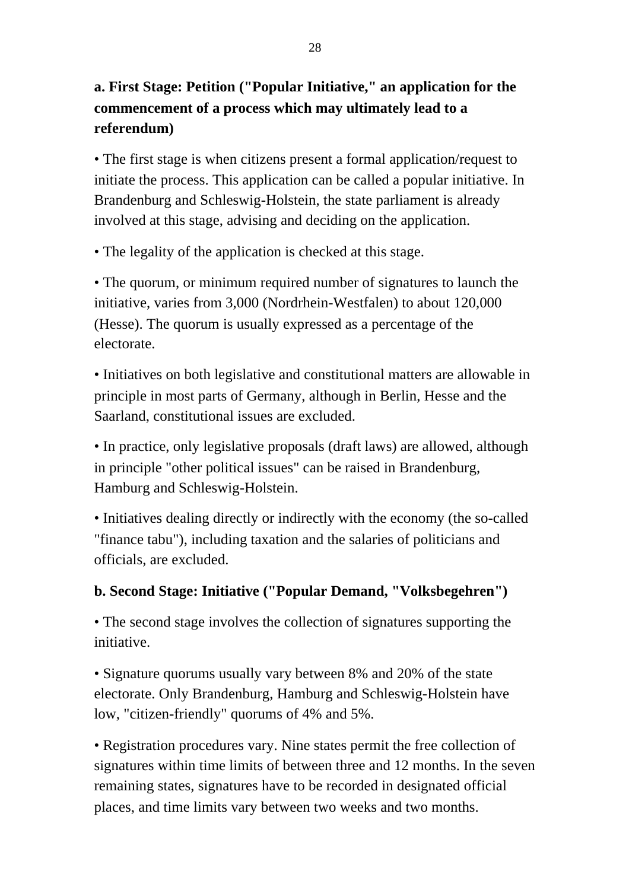### a. First Stage: Petition ("Popular Initiative," an application for the commencement of a process which may ultimately lead to a referendum)

• The first stage is when citizens present a formal application/request to initiate the process. This application can be called a popular initiative. In Brandenburg and Schleswig-Holstein, the state parliament is already involved at this stage, advising and deciding on the application.

• The legality of the application is checked at this stage.

• The quorum, or minimum required number of signatures to launch the initiative, varies from 3,000 (Nordrhein-Westfalen) to about 120,000 (Hesse). The quorum is usually expressed as a percentage of the electorate.

• Initiatives on both legislative and constitutional matters are allowable in principle in most parts of Germany, although in Berlin, Hesse and the Saarland, constitutional issues are excluded.

• In practice, only legislative proposals (draft laws) are allowed, although in principle "other political issues" can be raised in Brandenburg, Hamburg and Schleswig-Holstein.

• Initiatives dealing directly or indirectly with the economy (the so-called "finance tabu"), including taxation and the salaries of politicians and officials, are excluded.

### b. Second Stage: Initiative ("Popular Demand, "Volksbegehren")

• The second stage involves the collection of signatures supporting the initiative.

• Signature quorums usually vary between 8% and 20% of the state electorate. Only Brandenburg, Hamburg and Schleswig-Holstein have low, "citizen-friendly" quorums of 4% and 5%.

• Registration procedures vary. Nine states permit the free collection of signatures within time limits of between three and 12 months. In the seven remaining states, signatures have to be recorded in designated official places, and time limits vary between two weeks and two months.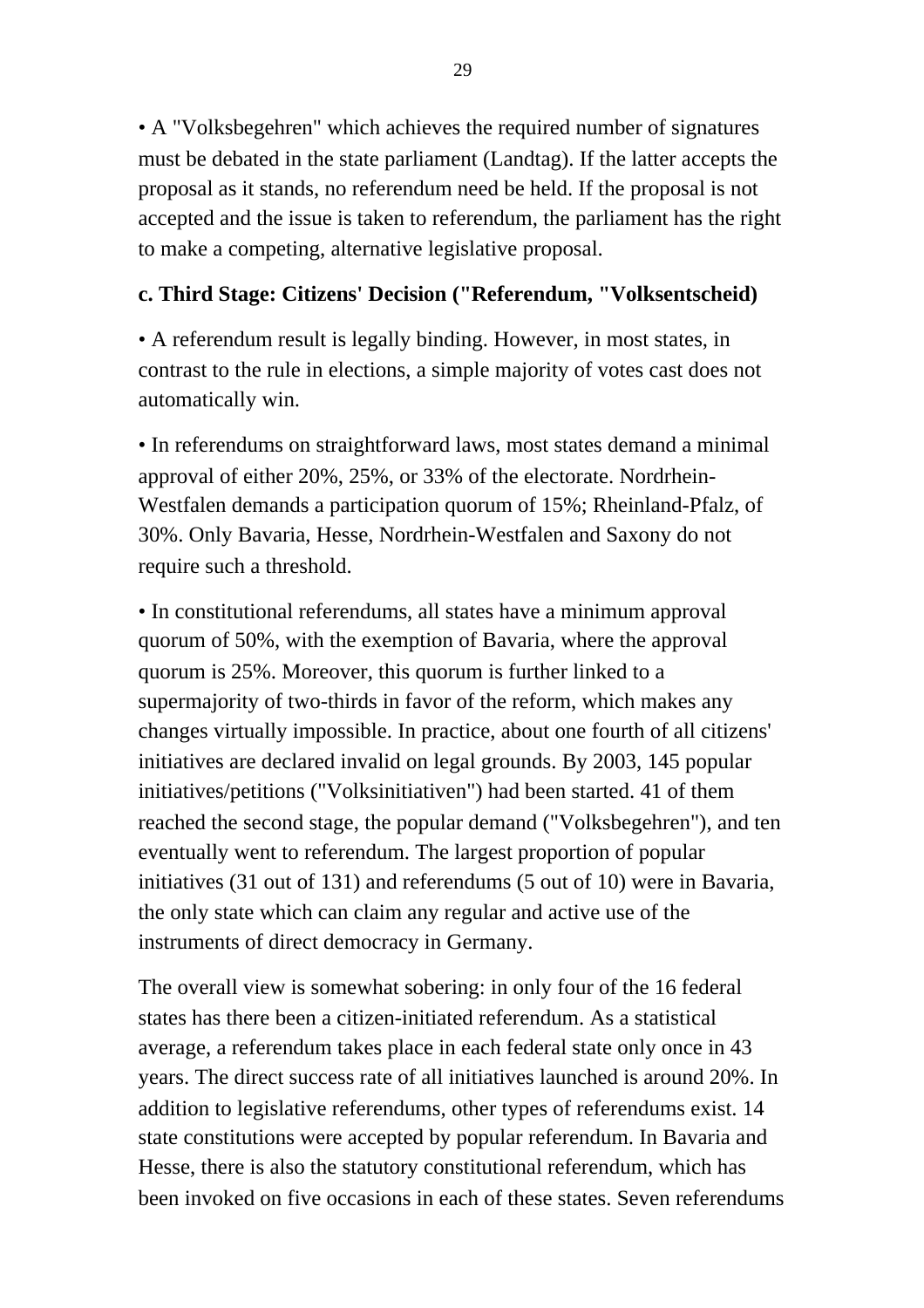• A "Volksbegehren" which achieves the required number of signatures must be debated in the state parliament (Landtag). If the latter accepts the proposal as it stands, no referendum need be held. If the proposal is not accepted and the issue is taken to referendum, the parliament has the right to make a competing, alternative legislative proposal.

**c. Third Stage: Citizens' Decision ("Referendum, "Volksentscheid)**

• A referendum result is legally binding. However, in most states, in contrast to the rule in elections, a simple majority of votes cast does not automatically win.

• In referendums on straightforward laws, most states demand a minimal approval of either 20%, 25%, or 33% of the electorate. Nordrhein-Westfalen demands a participation quorum of 15%; Rheinland-Pfalz, of 30%. Only Bavaria, Hesse, Nordrhein-Westfalen and Saxony do not require such a threshold.

• In constitutional referendums, all states have a minimum approval quorum of 50%, with the exemption of Bavaria, where the approval quorum is 25%. Moreover, this quorum is further linked to a supermajority of two-thirds in favor of the reform, which makes any changes virtually impossible. In practice, about one fourth of all citizens' initiatives are declared invalid on legal grounds. By 2003, 145 popular initiatives/petitions ("Volksinitiativen") had been started. 41 of them reached the second stage, the popular demand ("Volksbegehren"), and ten eventually went to referendum. The largest proportion of popular initiatives (31 out of 131) and referendums (5 out of 10) were in Bavaria, the only state which can claim any regular and active use of the instruments of direct democracy in Germany.

The overall view is somewhat sobering: in only four of the 16 federal states has there been a citizen-initiated referendum. As a statistical average, a referendum takes place in each federal state only once in 43 years. The direct success rate of all initiatives launched is around 20%. In addition to legislative referendums, other types of referendums exist. 14 state constitutions were accepted by popular referendum. In Bavaria and Hesse, there is also the statutory constitutional referendum, which has been invoked on five occasions in each of these states. Seven referendums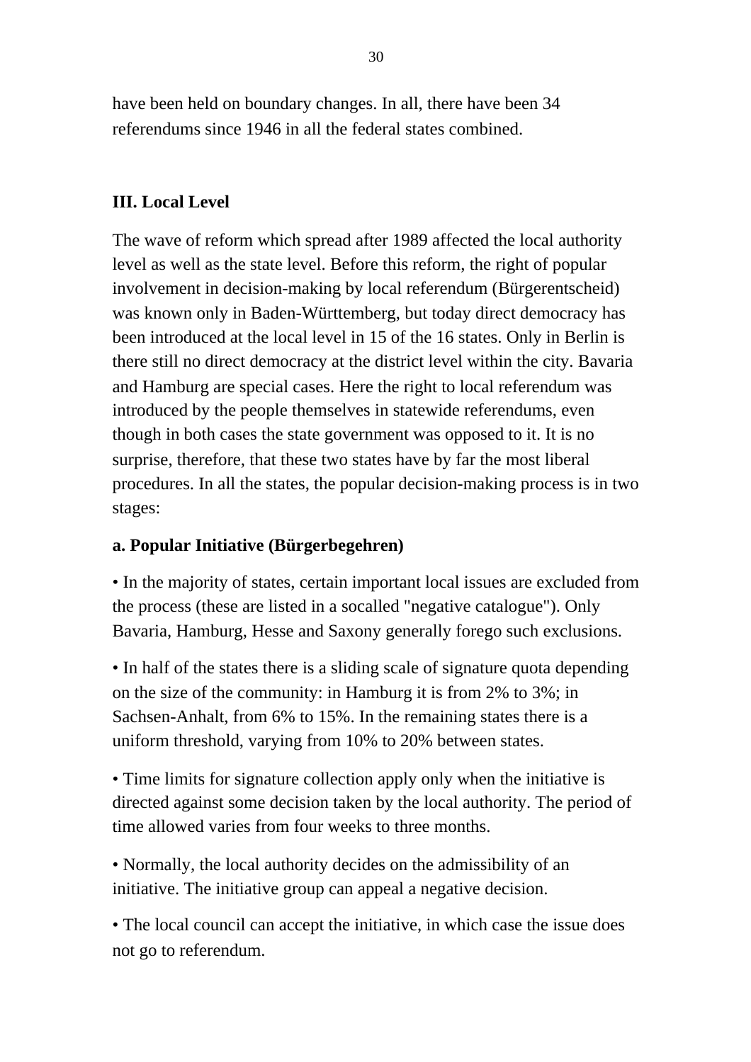have been held on boundary changes. In all, there have been 34 referendums since 1946 in all the federal states combined.

## III. Local Level

The wave of reform which spread after 1989 affected the local authority level as well as the state level. Before this reform, the right of popular involvement in decision-making by local referendum (Bürgerentscheid) was known only in Baden-Württemberg, but today direct democracy has been introduced at the local level in 15 of the 16 states. Only in Berlin is there still no direct democracy at the district level within the city. Bavaria and Hamburg are special cases. Here the right to local referendum was introduced by the people themselves in statewide referendums, even though in both cases the state government was opposed to it. It is no surprise, therefore, that these two states have by far the most liberal procedures. In all the states, the popular decision-making process is in two stages:

### a. Popular Initiative (Bürgerbegehren)

• In the majority of states, certain important local issues are excluded from the process (these are listed in a socalled "negative catalogue"). Only Bavaria, Hamburg, Hesse and Saxony generally forego such exclusions.

• In half of the states there is a sliding scale of signature quota depending on the size of the community: in Hamburg it is from 2% to 3%; in Sachsen-Anhalt, from 6% to 15%. In the remaining states there is a uniform threshold, varying from 10% to 20% between states.

• Time limits for signature collection apply only when the initiative is directed against some decision taken by the local authority. The period of time allowed varies from four weeks to three months.

• Normally, the local authority decides on the admissibility of an initiative. The initiative group can appeal a negative decision.

• The local council can accept the initiative, in which case the issue does not go to referendum.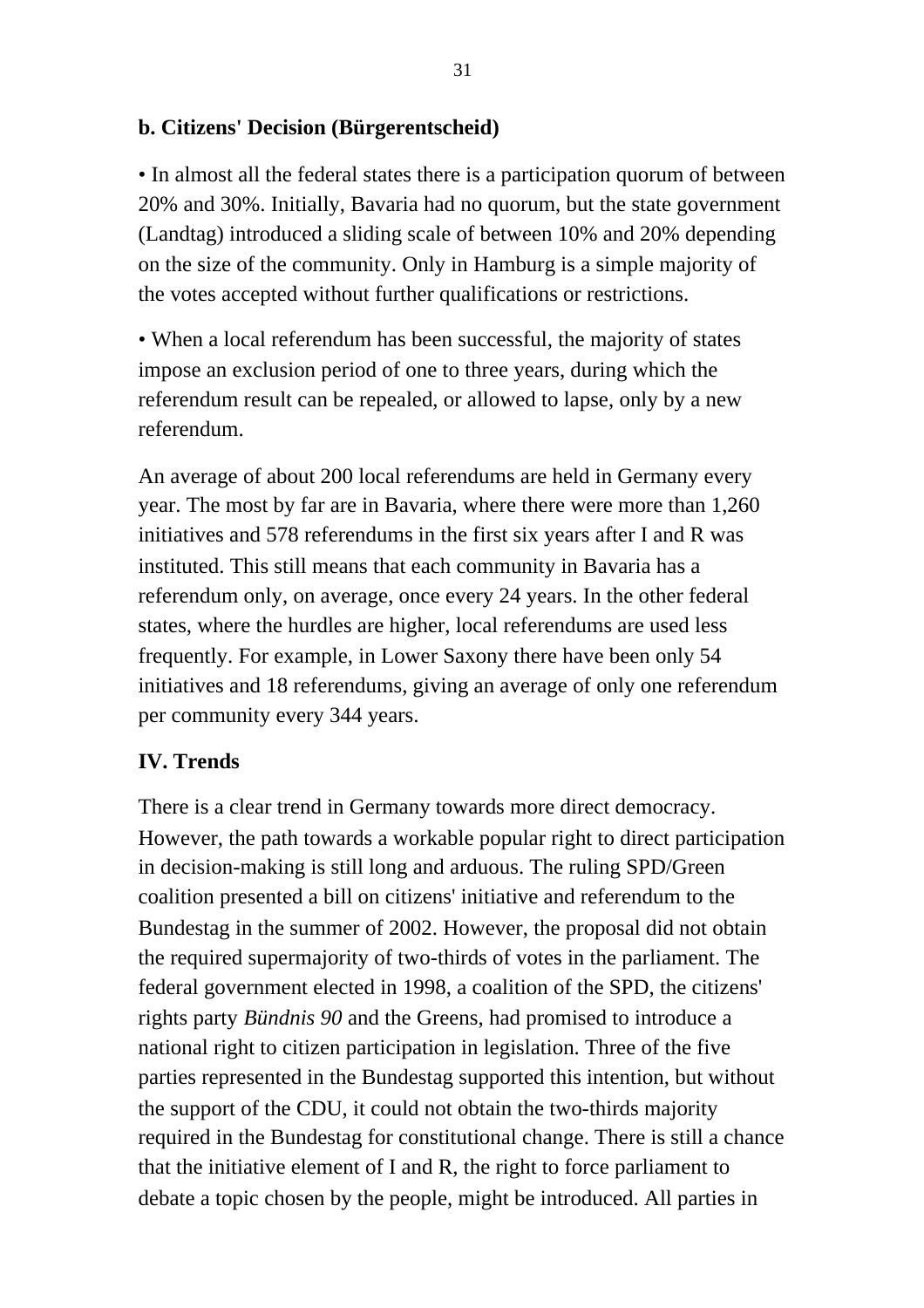**b. Citizens' Decision (Bürgerentscheid)**

• In almost all the federal states there is a participation quorum of between 20% and 30%. Initially, Bavaria had no quorum, but the state government (Landtag) introduced a sliding scale of between 10% and 20% depending on the size of the community. Only in Hamburg is a simple majority of the votes accepted without further qualifications or restrictions.

• When a local referendum has been successful, the majority of states impose an exclusion period of one to three years, during which the referendum result can be repealed, or allowed to lapse, only by a new referendum.

An average of about 200 local referendums are held in Germany every year. The most by far are in Bavaria, where there were more than 1,260 initiatives and 578 referendums in the first six years after I and R was instituted. This still means that each community in Bavaria has a referendum only, on average, once every 24 years. In the other federal states, where the hurdles are higher, local referendums are used less frequently. For example, in Lower Saxony there have been only 54 initiatives and 18 referendums, giving an average of only one referendum per community every 344 years.

## IV. Trends

There is a clear trend in Germany towards more direct democracy. However, the path towards a workable popular right to direct participation in decision-making is still long and arduous. The ruling SPD/Green coalition presented a bill on citizens' initiative and referendum to the Bundestag in the summer of 2002. However, the proposal did not obtain the required supermajority of two-thirds of votes in the parliament. The federal government elected in 1998, a coalition of the SPD, the citizens' rights party *Bündnis 90* and the Greens, had promised to introduce a national right to citizen participation in legislation. Three of the five parties represented in the Bundestag supported this intention, but without the support of the CDU, it could not obtain the two-thirds majority required in the Bundestag for constitutional change. There is still a chance that the initiative element of I and R, the right to force parliament to debate a topic chosen by the people, might be introduced. All parties in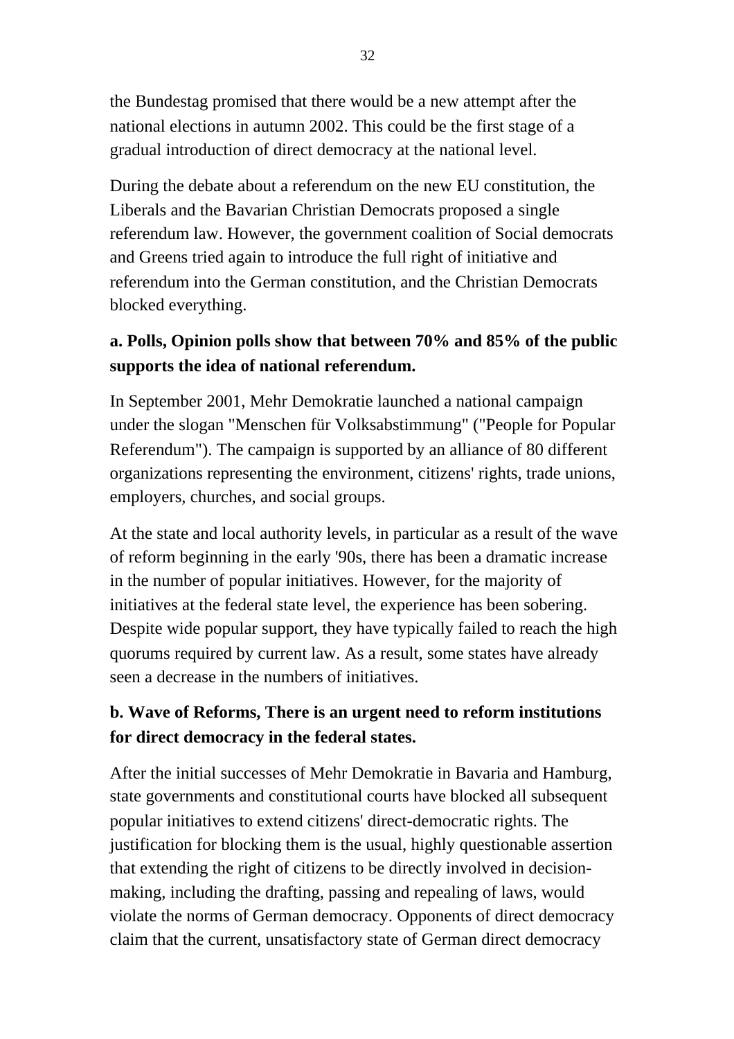the Bundestag promised that there would be a new attempt after the national elections in autumn 2002. This could be the first stage of a gradual introduction of direct democracy at the national level.

During the debate about a referendum on the new EU constitution, the Liberals and the Bavarian Christian Democrats proposed a single referendum law. However, the government coalition of Social democrats and Greens tried again to introduce the full right of initiative and referendum into the German constitution, and the Christian Democrats blocked everything.

**a. Polls, Opinion polls show that between 70% and 85% of the public supports the idea of national referendum.**

In September 2001, Mehr Demokratie launched a national campaign under the slogan "Menschen für Volksabstimmung" ("People for Popular Referendum"). The campaign is supported by an alliance of 80 different organizations representing the environment, citizens' rights, trade unions, employers, churches, and social groups.

At the state and local authority levels, in particular as a result of the wave of reform beginning in the early '90s, there has been a dramatic increase in the number of popular initiatives. However, for the majority of initiatives at the federal state level, the experience has been sobering. Despite wide popular support, they have typically failed to reach the high quorums required by current law. As a result, some states have already seen a decrease in the numbers of initiatives.

**b. Wave of Reforms, There is an urgent need to reform institutions for direct democracy in the federal states.**

After the initial successes of Mehr Demokratie in Bavaria and Hamburg, state governments and constitutional courts have blocked all subsequent popular initiatives to extend citizens' direct-democratic rights. The justification for blocking them is the usual, highly questionable assertion that extending the right of citizens to be directly involved in decision-making, including the drafting, passing and repealing of laws, would violate the norms of German democracy. Opponents of direct democracy claim that the current, unsatisfactory state of German direct democracy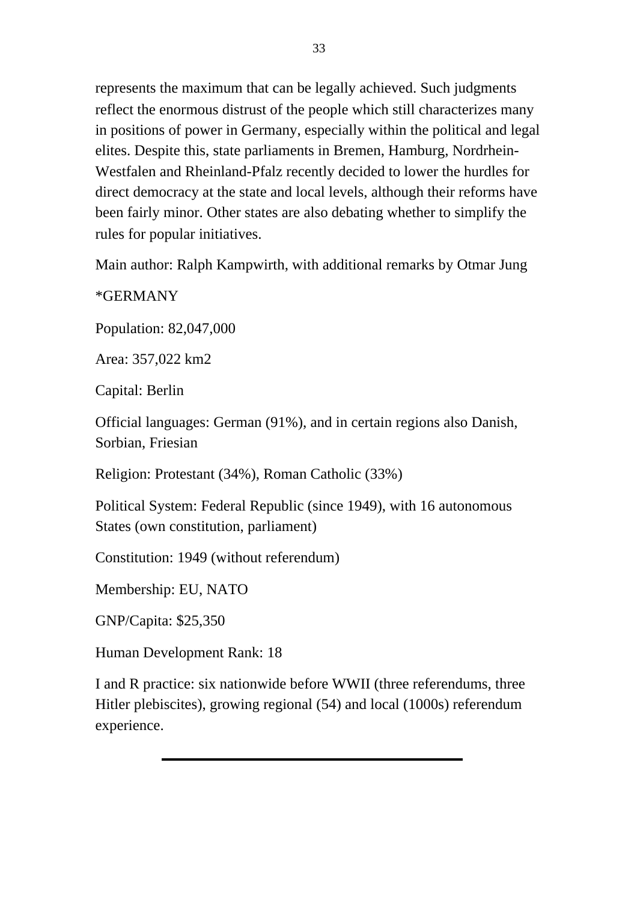represents the maximum that can be legally achieved. Such judgments reflect the enormous distrust of the people which still characterizes many in positions of power in Germany, especially within the political and legal elites. Despite this, state parliaments in Bremen, Hamburg, Nordrhein-Westfalen and Rheinland-Pfalz recently decided to lower the hurdles for direct democracy at the state and local levels, although their reforms have been fairly minor. Other states are also debating whether to simplify the rules for popular initiatives.

Main author: Ralph Kampwirth, with additional remarks by Otmar Jung

*GERMANY

Population: 82,047,000

Area: 357,022 km2

Capital: Berlin

Official languages: German (91%), and in certain regions also Danish, Sorbian, Friesian

Religion: Protestant (34%), Roman Catholic (33%)

Political System: Federal Republic (since 1949), with 16 autonomous States (own constitution, parliament)

Constitution: 1949 (without referendum)

Membership: EU, NATO

GNP/Capita: $25,350

Human Development Rank: 18

I and R practice: six nationwide before WWII (three referendums, three Hitler plebiscites), growing regional (54) and local (1000s) referendum experience.

---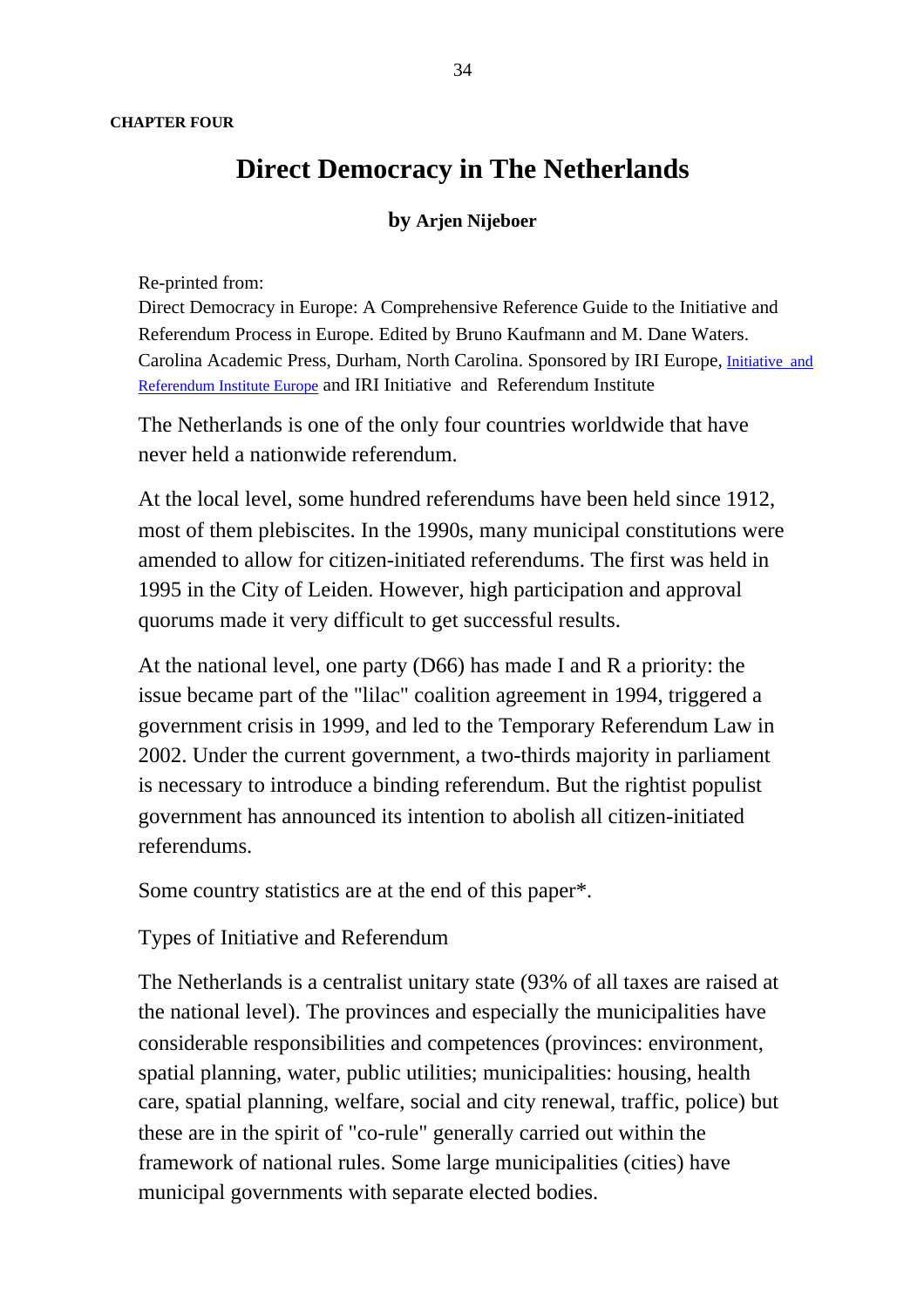**CHAPTER FOUR**

# Direct Democracy in The Netherlands

**by Arjen Nijeboer**

Re-printed from:
Direct Democracy in Europe: A Comprehensive Reference Guide to the Initiative and Referendum Process in Europe. Edited by Bruno Kaufmann and M. Dane Waters. Carolina Academic Press, Durham, North Carolina. Sponsored by IRI Europe, Initiative and Referendum Institute Europe and IRI Initiative and Referendum Institute

The Netherlands is one of the only four countries worldwide that have never held a nationwide referendum.

At the local level, some hundred referendums have been held since 1912, most of them plebiscites. In the 1990s, many municipal constitutions were amended to allow for citizen-initiated referendums. The first was held in 1995 in the City of Leiden. However, high participation and approval quorums made it very difficult to get successful results.

At the national level, one party (D66) has made I and R a priority: the issue became part of the "lilac" coalition agreement in 1994, triggered a government crisis in 1999, and led to the Temporary Referendum Law in 2002. Under the current government, a two-thirds majority in parliament is necessary to introduce a binding referendum. But the rightist populist government has announced its intention to abolish all citizen-initiated referendums.

Some country statistics are at the end of this paper*.

Types of Initiative and Referendum

The Netherlands is a centralist unitary state (93% of all taxes are raised at the national level). The provinces and especially the municipalities have considerable responsibilities and competences (provinces: environment, spatial planning, water, public utilities; municipalities: housing, health care, spatial planning, welfare, social and city renewal, traffic, police) but these are in the spirit of "co-rule" generally carried out within the framework of national rules. Some large municipalities (cities) have municipal governments with separate elected bodies.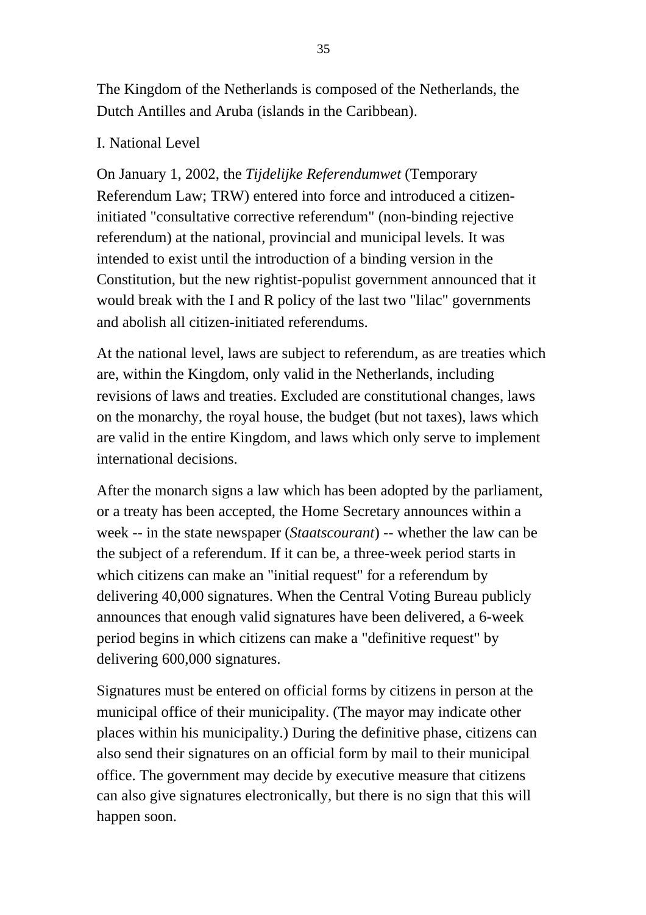The Kingdom of the Netherlands is composed of the Netherlands, the Dutch Antilles and Aruba (islands in the Caribbean).

## I. National Level

On January 1, 2002, the *Tijdelijke Referendumwet* (Temporary Referendum Law; TRW) entered into force and introduced a citizen-initiated "consultative corrective referendum" (non-binding rejective referendum) at the national, provincial and municipal levels. It was intended to exist until the introduction of a binding version in the Constitution, but the new rightist-populist government announced that it would break with the I and R policy of the last two "lilac" governments and abolish all citizen-initiated referendums.

At the national level, laws are subject to referendum, as are treaties which are, within the Kingdom, only valid in the Netherlands, including revisions of laws and treaties. Excluded are constitutional changes, laws on the monarchy, the royal house, the budget (but not taxes), laws which are valid in the entire Kingdom, and laws which only serve to implement international decisions.

After the monarch signs a law which has been adopted by the parliament, or a treaty has been accepted, the Home Secretary announces within a week -- in the state newspaper (*Staatscourant*) -- whether the law can be the subject of a referendum. If it can be, a three-week period starts in which citizens can make an "initial request" for a referendum by delivering 40,000 signatures. When the Central Voting Bureau publicly announces that enough valid signatures have been delivered, a 6-week period begins in which citizens can make a "definitive request" by delivering 600,000 signatures.

Signatures must be entered on official forms by citizens in person at the municipal office of their municipality. (The mayor may indicate other places within his municipality.) During the definitive phase, citizens can also send their signatures on an official form by mail to their municipal office. The government may decide by executive measure that citizens can also give signatures electronically, but there is no sign that this will happen soon.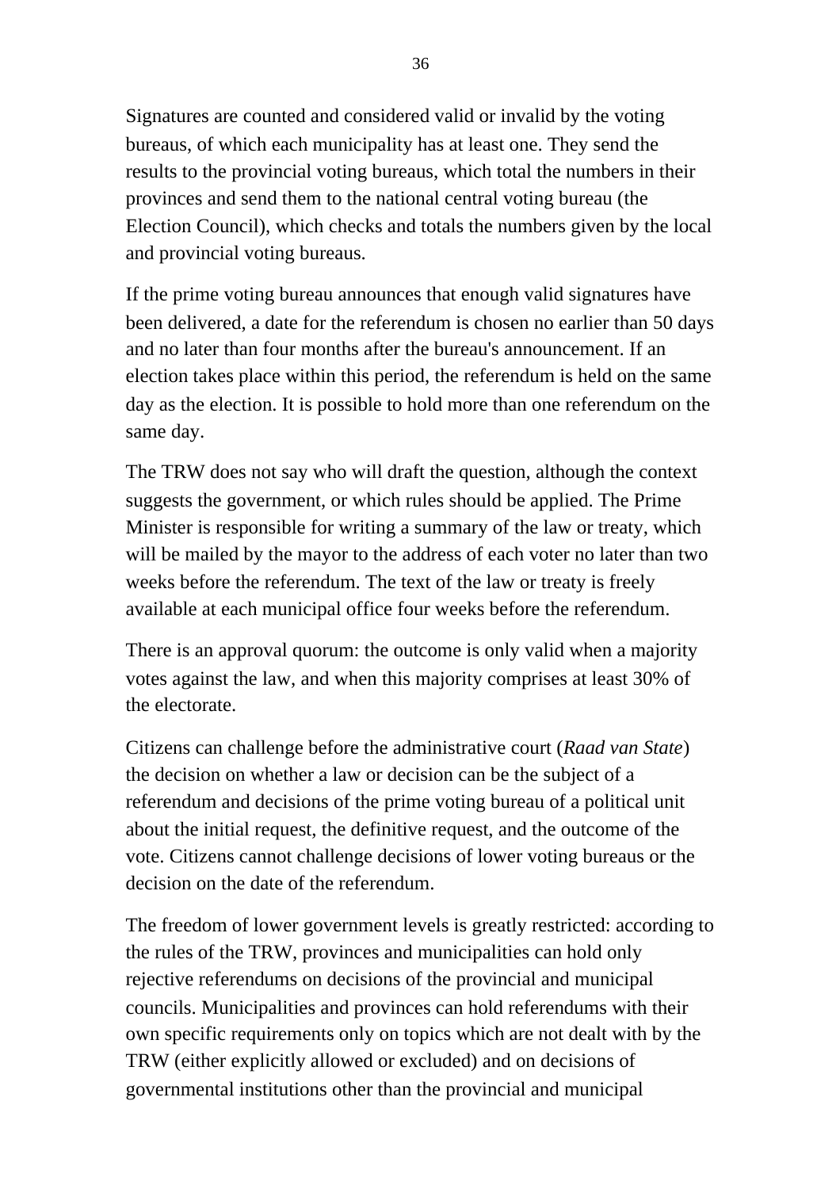Signatures are counted and considered valid or invalid by the voting bureaus, of which each municipality has at least one. They send the results to the provincial voting bureaus, which total the numbers in their provinces and send them to the national central voting bureau (the Election Council), which checks and totals the numbers given by the local and provincial voting bureaus.

If the prime voting bureau announces that enough valid signatures have been delivered, a date for the referendum is chosen no earlier than 50 days and no later than four months after the bureau's announcement. If an election takes place within this period, the referendum is held on the same day as the election. It is possible to hold more than one referendum on the same day.

The TRW does not say who will draft the question, although the context suggests the government, or which rules should be applied. The Prime Minister is responsible for writing a summary of the law or treaty, which will be mailed by the mayor to the address of each voter no later than two weeks before the referendum. The text of the law or treaty is freely available at each municipal office four weeks before the referendum.

There is an approval quorum: the outcome is only valid when a majority votes against the law, and when this majority comprises at least 30% of the electorate.

Citizens can challenge before the administrative court (*Raad van State*) the decision on whether a law or decision can be the subject of a referendum and decisions of the prime voting bureau of a political unit about the initial request, the definitive request, and the outcome of the vote. Citizens cannot challenge decisions of lower voting bureaus or the decision on the date of the referendum.

The freedom of lower government levels is greatly restricted: according to the rules of the TRW, provinces and municipalities can hold only rejective referendums on decisions of the provincial and municipal councils. Municipalities and provinces can hold referendums with their own specific requirements only on topics which are not dealt with by the TRW (either explicitly allowed or excluded) and on decisions of governmental institutions other than the provincial and municipal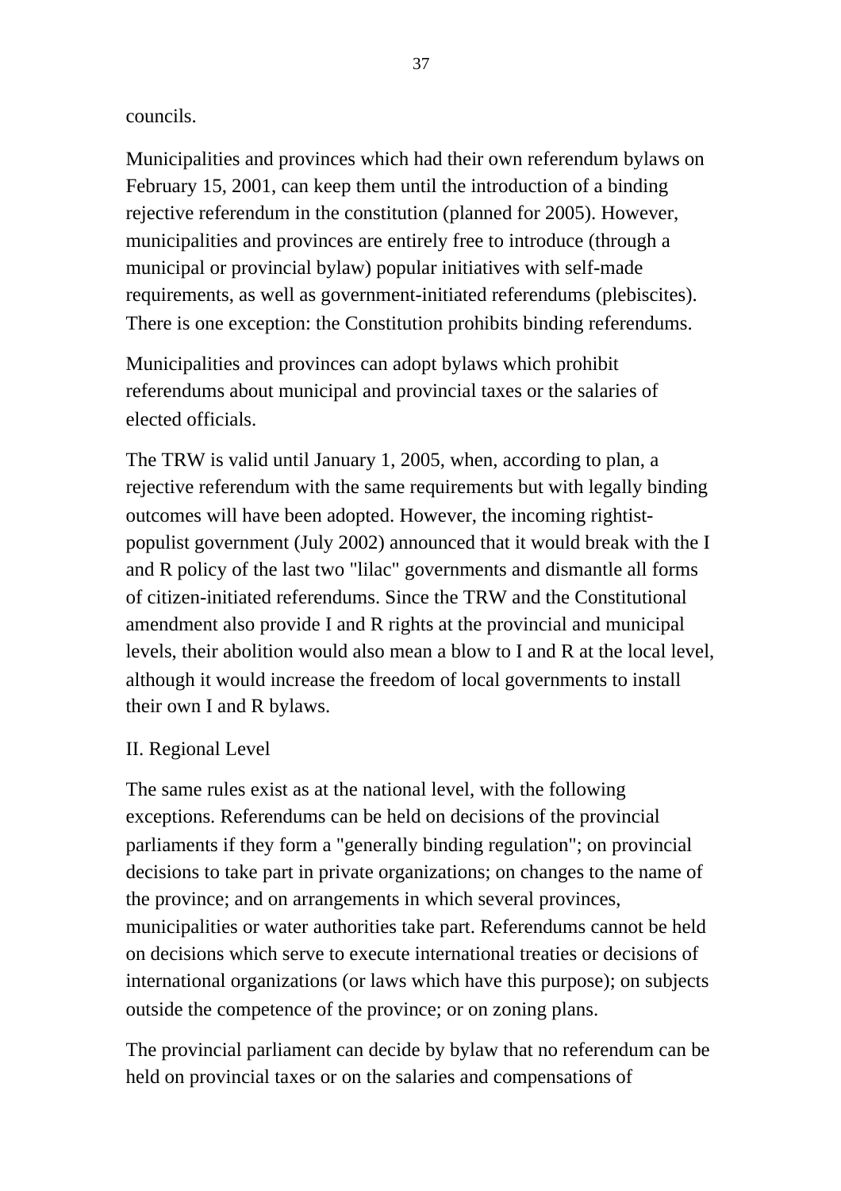councils.

Municipalities and provinces which had their own referendum bylaws on February 15, 2001, can keep them until the introduction of a binding rejective referendum in the constitution (planned for 2005). However, municipalities and provinces are entirely free to introduce (through a municipal or provincial bylaw) popular initiatives with self-made requirements, as well as government-initiated referendums (plebiscites). There is one exception: the Constitution prohibits binding referendums.

Municipalities and provinces can adopt bylaws which prohibit referendums about municipal and provincial taxes or the salaries of elected officials.

The TRW is valid until January 1, 2005, when, according to plan, a rejective referendum with the same requirements but with legally binding outcomes will have been adopted. However, the incoming rightist-populist government (July 2002) announced that it would break with the I and R policy of the last two "lilac" governments and dismantle all forms of citizen-initiated referendums. Since the TRW and the Constitutional amendment also provide I and R rights at the provincial and municipal levels, their abolition would also mean a blow to I and R at the local level, although it would increase the freedom of local governments to install their own I and R bylaws.

## II. Regional Level

The same rules exist as at the national level, with the following exceptions. Referendums can be held on decisions of the provincial parliaments if they form a "generally binding regulation"; on provincial decisions to take part in private organizations; on changes to the name of the province; and on arrangements in which several provinces, municipalities or water authorities take part. Referendums cannot be held on decisions which serve to execute international treaties or decisions of international organizations (or laws which have this purpose); on subjects outside the competence of the province; or on zoning plans.

The provincial parliament can decide by bylaw that no referendum can be held on provincial taxes or on the salaries and compensations of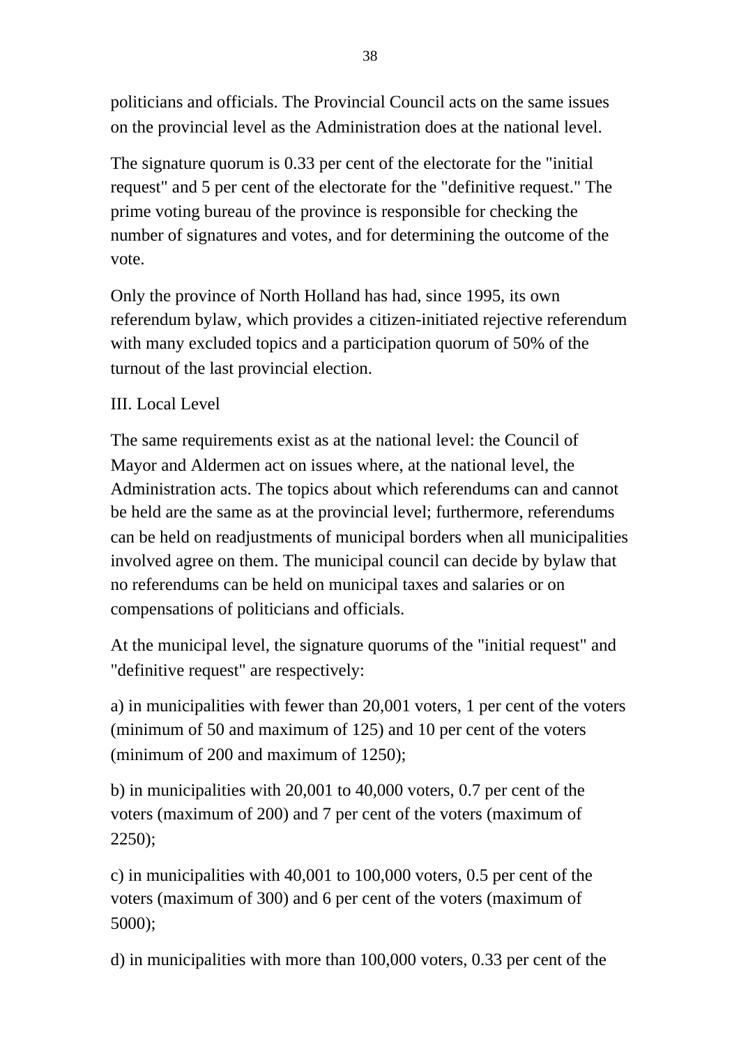politicians and officials. The Provincial Council acts on the same issues on the provincial level as the Administration does at the national level.

The signature quorum is 0.33 per cent of the electorate for the "initial request" and 5 per cent of the electorate for the "definitive request." The prime voting bureau of the province is responsible for checking the number of signatures and votes, and for determining the outcome of the vote.

Only the province of North Holland has had, since 1995, its own referendum bylaw, which provides a citizen-initiated rejective referendum with many excluded topics and a participation quorum of 50% of the turnout of the last provincial election.

III. Local Level

The same requirements exist as at the national level: the Council of Mayor and Aldermen act on issues where, at the national level, the Administration acts. The topics about which referendums can and cannot be held are the same as at the provincial level; furthermore, referendums can be held on readjustments of municipal borders when all municipalities involved agree on them. The municipal council can decide by bylaw that no referendums can be held on municipal taxes and salaries or on compensations of politicians and officials.

At the municipal level, the signature quorums of the "initial request" and "definitive request" are respectively:

a) in municipalities with fewer than 20,001 voters, 1 per cent of the voters (minimum of 50 and maximum of 125) and 10 per cent of the voters (minimum of 200 and maximum of 1250);

b) in municipalities with 20,001 to 40,000 voters, 0.7 per cent of the voters (maximum of 200) and 7 per cent of the voters (maximum of 2250);

c) in municipalities with 40,001 to 100,000 voters, 0.5 per cent of the voters (maximum of 300) and 6 per cent of the voters (maximum of 5000);

d) in municipalities with more than 100,000 voters, 0.33 per cent of the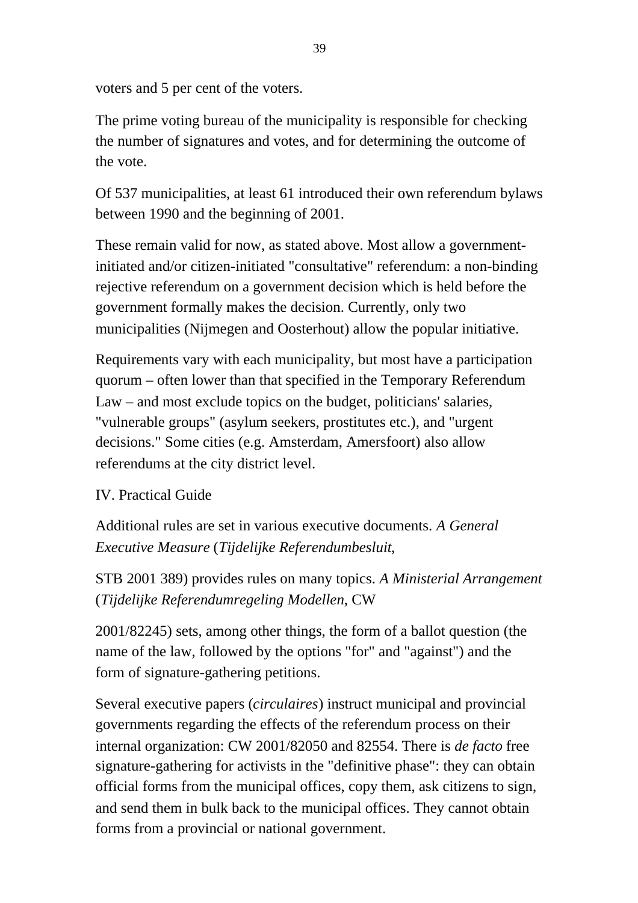voters and 5 per cent of the voters.

The prime voting bureau of the municipality is responsible for checking the number of signatures and votes, and for determining the outcome of the vote.

Of 537 municipalities, at least 61 introduced their own referendum bylaws between 1990 and the beginning of 2001.

These remain valid for now, as stated above. Most allow a government-initiated and/or citizen-initiated "consultative" referendum: a non-binding rejective referendum on a government decision which is held before the government formally makes the decision. Currently, only two municipalities (Nijmegen and Oosterhout) allow the popular initiative.

Requirements vary with each municipality, but most have a participation quorum – often lower than that specified in the Temporary Referendum Law – and most exclude topics on the budget, politicians' salaries, "vulnerable groups" (asylum seekers, prostitutes etc.), and "urgent decisions." Some cities (e.g. Amsterdam, Amersfoort) also allow referendums at the city district level.

IV. Practical Guide

Additional rules are set in various executive documents. *A General Executive Measure* (*Tijdelijke Referendumbesluit*, STB 2001 389) provides rules on many topics. *A Ministerial Arrangement* (*Tijdelijke Referendumregeling Modellen*, CW 2001/82245) sets, among other things, the form of a ballot question (the name of the law, followed by the options "for" and "against") and the form of signature-gathering petitions.

Several executive papers (*circulaires*) instruct municipal and provincial governments regarding the effects of the referendum process on their internal organization: CW 2001/82050 and 82554. There is *de facto* free signature-gathering for activists in the "definitive phase": they can obtain official forms from the municipal offices, copy them, ask citizens to sign, and send them in bulk back to the municipal offices. They cannot obtain forms from a provincial or national government.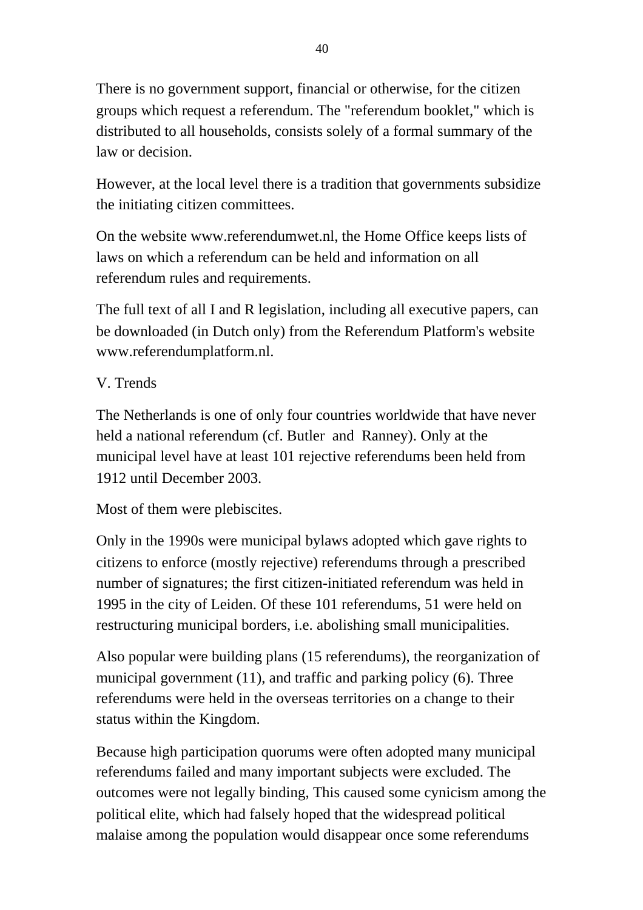There is no government support, financial or otherwise, for the citizen groups which request a referendum. The "referendum booklet," which is distributed to all households, consists solely of a formal summary of the law or decision.

However, at the local level there is a tradition that governments subsidize the initiating citizen committees.

On the website www.referendumwet.nl, the Home Office keeps lists of laws on which a referendum can be held and information on all referendum rules and requirements.

The full text of all I and R legislation, including all executive papers, can be downloaded (in Dutch only) from the Referendum Platform's website www.referendumplatform.nl.

## V. Trends

The Netherlands is one of only four countries worldwide that have never held a national referendum (cf. Butler and Ranney). Only at the municipal level have at least 101 rejective referendums been held from 1912 until December 2003.

Most of them were plebiscites.

Only in the 1990s were municipal bylaws adopted which gave rights to citizens to enforce (mostly rejective) referendums through a prescribed number of signatures; the first citizen-initiated referendum was held in 1995 in the city of Leiden. Of these 101 referendums, 51 were held on restructuring municipal borders, i.e. abolishing small municipalities.

Also popular were building plans (15 referendums), the reorganization of municipal government (11), and traffic and parking policy (6). Three referendums were held in the overseas territories on a change to their status within the Kingdom.

Because high participation quorums were often adopted many municipal referendums failed and many important subjects were excluded. The outcomes were not legally binding, This caused some cynicism among the political elite, which had falsely hoped that the widespread political malaise among the population would disappear once some referendums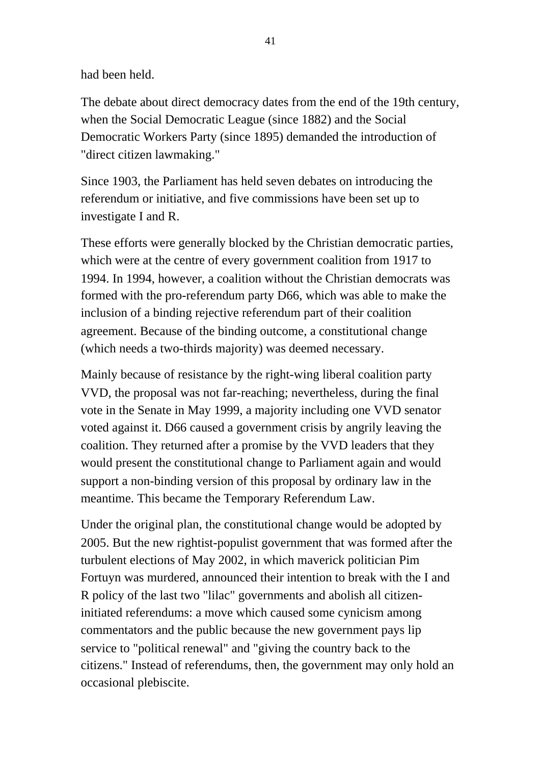had been held.

The debate about direct democracy dates from the end of the 19th century, when the Social Democratic League (since 1882) and the Social Democratic Workers Party (since 1895) demanded the introduction of "direct citizen lawmaking."

Since 1903, the Parliament has held seven debates on introducing the referendum or initiative, and five commissions have been set up to investigate I and R.

These efforts were generally blocked by the Christian democratic parties, which were at the centre of every government coalition from 1917 to 1994. In 1994, however, a coalition without the Christian democrats was formed with the pro-referendum party D66, which was able to make the inclusion of a binding rejective referendum part of their coalition agreement. Because of the binding outcome, a constitutional change (which needs a two-thirds majority) was deemed necessary.

Mainly because of resistance by the right-wing liberal coalition party VVD, the proposal was not far-reaching; nevertheless, during the final vote in the Senate in May 1999, a majority including one VVD senator voted against it. D66 caused a government crisis by angrily leaving the coalition. They returned after a promise by the VVD leaders that they would present the constitutional change to Parliament again and would support a non-binding version of this proposal by ordinary law in the meantime. This became the Temporary Referendum Law.

Under the original plan, the constitutional change would be adopted by 2005. But the new rightist-populist government that was formed after the turbulent elections of May 2002, in which maverick politician Pim Fortuyn was murdered, announced their intention to break with the I and R policy of the last two "lilac" governments and abolish all citizen-initiated referendums: a move which caused some cynicism among commentators and the public because the new government pays lip service to "political renewal" and "giving the country back to the citizens." Instead of referendums, then, the government may only hold an occasional plebiscite.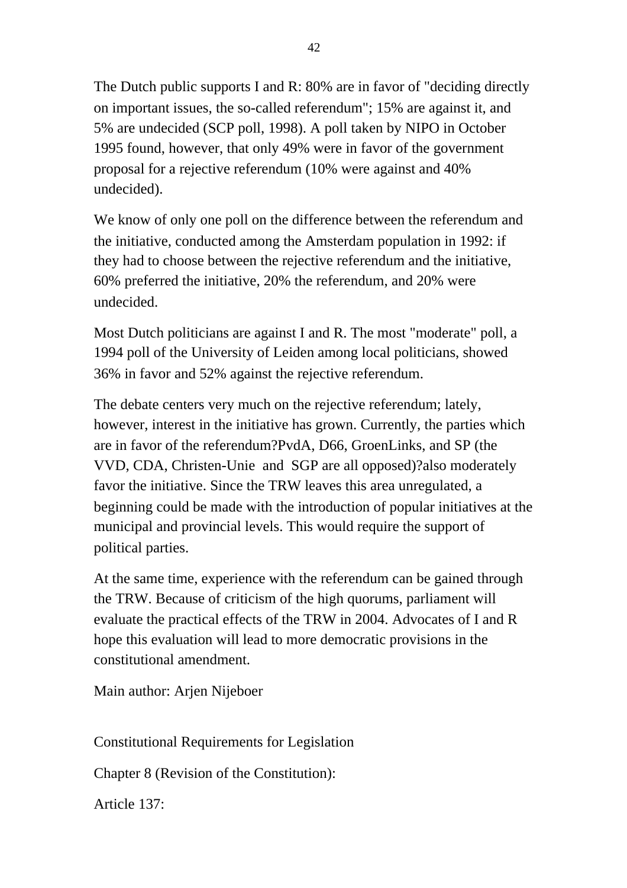The Dutch public supports I and R: 80% are in favor of "deciding directly on important issues, the so-called referendum"; 15% are against it, and 5% are undecided (SCP poll, 1998). A poll taken by NIPO in October 1995 found, however, that only 49% were in favor of the government proposal for a rejective referendum (10% were against and 40% undecided).

We know of only one poll on the difference between the referendum and the initiative, conducted among the Amsterdam population in 1992: if they had to choose between the rejective referendum and the initiative, 60% preferred the initiative, 20% the referendum, and 20% were undecided.

Most Dutch politicians are against I and R. The most "moderate" poll, a 1994 poll of the University of Leiden among local politicians, showed 36% in favor and 52% against the rejective referendum.

The debate centers very much on the rejective referendum; lately, however, interest in the initiative has grown. Currently, the parties which are in favor of the referendum?PvdA, D66, GroenLinks, and SP (the VVD, CDA, Christen-Unie and SGP are all opposed)?also moderately favor the initiative. Since the TRW leaves this area unregulated, a beginning could be made with the introduction of popular initiatives at the municipal and provincial levels. This would require the support of political parties.

At the same time, experience with the referendum can be gained through the TRW. Because of criticism of the high quorums, parliament will evaluate the practical effects of the TRW in 2004. Advocates of I and R hope this evaluation will lead to more democratic provisions in the constitutional amendment.

Main author: Arjen Nijeboer

Constitutional Requirements for Legislation

Chapter 8 (Revision of the Constitution):

Article 137: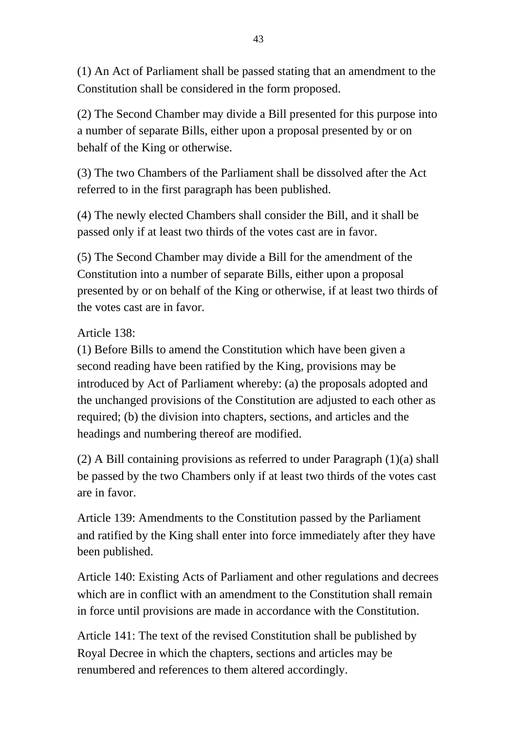(1) An Act of Parliament shall be passed stating that an amendment to the Constitution shall be considered in the form proposed.

(2) The Second Chamber may divide a Bill presented for this purpose into a number of separate Bills, either upon a proposal presented by or on behalf of the King or otherwise.

(3) The two Chambers of the Parliament shall be dissolved after the Act referred to in the first paragraph has been published.

(4) The newly elected Chambers shall consider the Bill, and it shall be passed only if at least two thirds of the votes cast are in favor.

(5) The Second Chamber may divide a Bill for the amendment of the Constitution into a number of separate Bills, either upon a proposal presented by or on behalf of the King or otherwise, if at least two thirds of the votes cast are in favor.

Article 138:
(1) Before Bills to amend the Constitution which have been given a second reading have been ratified by the King, provisions may be introduced by Act of Parliament whereby: (a) the proposals adopted and the unchanged provisions of the Constitution are adjusted to each other as required; (b) the division into chapters, sections, and articles and the headings and numbering thereof are modified.

(2) A Bill containing provisions as referred to under Paragraph (1)(a) shall be passed by the two Chambers only if at least two thirds of the votes cast are in favor.

Article 139: Amendments to the Constitution passed by the Parliament and ratified by the King shall enter into force immediately after they have been published.

Article 140: Existing Acts of Parliament and other regulations and decrees which are in conflict with an amendment to the Constitution shall remain in force until provisions are made in accordance with the Constitution.

Article 141: The text of the revised Constitution shall be published by Royal Decree in which the chapters, sections and articles may be renumbered and references to them altered accordingly.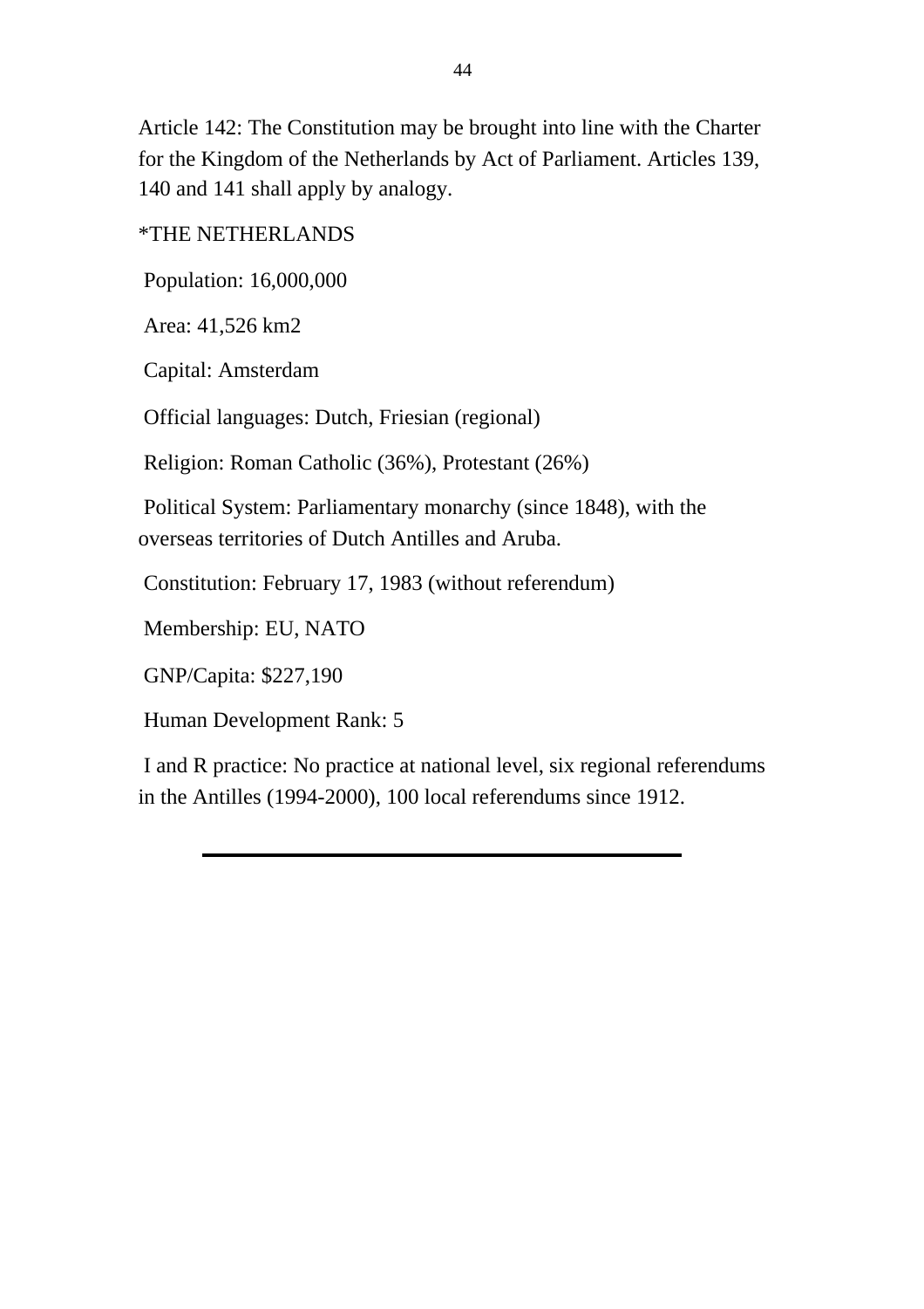Article 142: The Constitution may be brought into line with the Charter for the Kingdom of the Netherlands by Act of Parliament. Articles 139, 140 and 141 shall apply by analogy.

*THE NETHERLANDS

Population: 16,000,000

Area: 41,526 km2

Capital: Amsterdam

Official languages: Dutch, Friesian (regional)

Religion: Roman Catholic (36%), Protestant (26%)

Political System: Parliamentary monarchy (since 1848), with the overseas territories of Dutch Antilles and Aruba.

Constitution: February 17, 1983 (without referendum)

Membership: EU, NATO

GNP/Capita: $227,190

Human Development Rank: 5

I and R practice: No practice at national level, six regional referendums in the Antilles (1994-2000), 100 local referendums since 1912.

---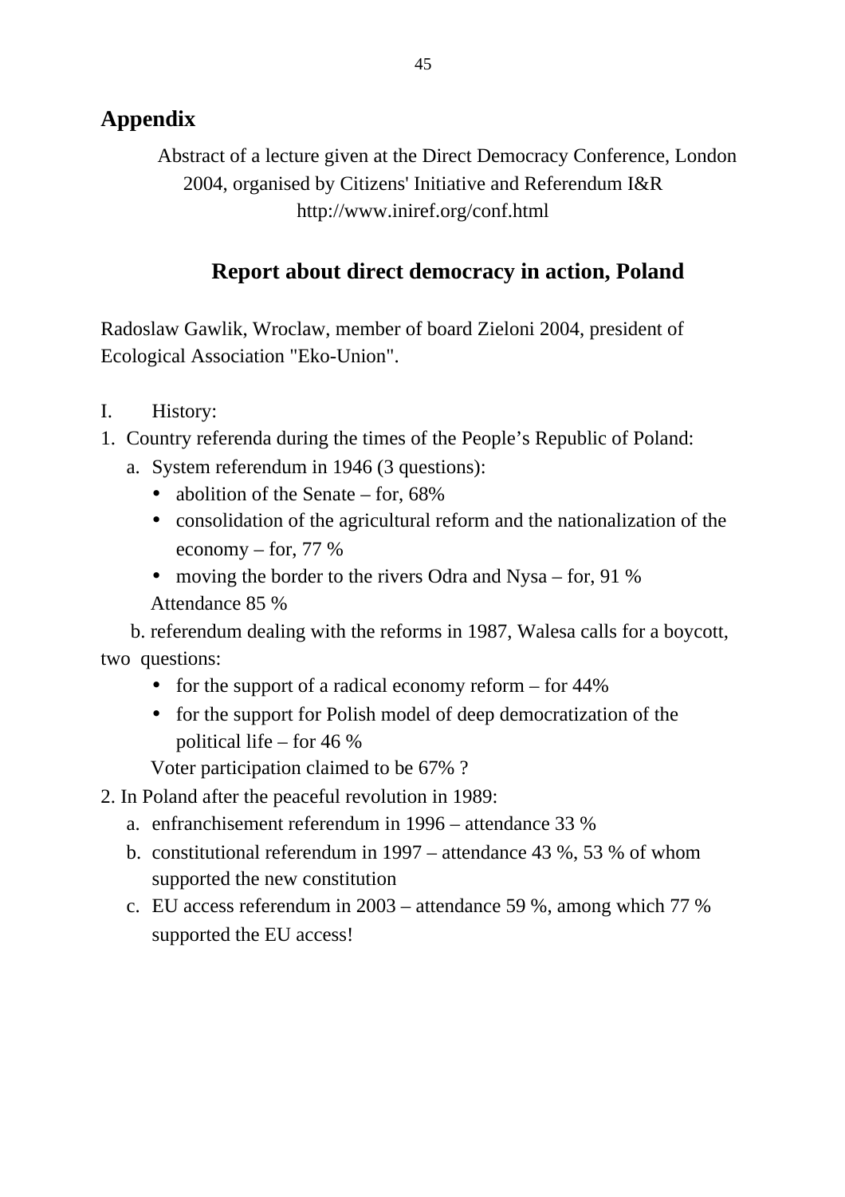## Appendix

Abstract of a lecture given at the Direct Democracy Conference, London 2004, organised by Citizens' Initiative and Referendum I&R http://www.iniref.org/conf.html

### Report about direct democracy in action, Poland

Radoslaw Gawlik, Wroclaw, member of board Zieloni 2004, president of Ecological Association "Eko-Union".

I. History:

1. Country referenda during the times of the People's Republic of Poland:
   a. System referendum in 1946 (3 questions):
      - abolition of the Senate – for, 68%
      - consolidation of the agricultural reform and the nationalization of the economy – for, 77 %
      - moving the border to the rivers Odra and Nysa – for, 91 %

      Attendance 85 %

   b. referendum dealing with the reforms in 1987, Walesa calls for a boycott, two questions:
      - for the support of a radical economy reform – for 44%
      - for the support for Polish model of deep democratization of the political life – for 46 %

      Voter participation claimed to be 67% ?

2. In Poland after the peaceful revolution in 1989:
   a. enfranchisement referendum in 1996 – attendance 33 %
   b. constitutional referendum in 1997 – attendance 43 %, 53 % of whom supported the new constitution
   c. EU access referendum in 2003 – attendance 59 %, among which 77 % supported the EU access!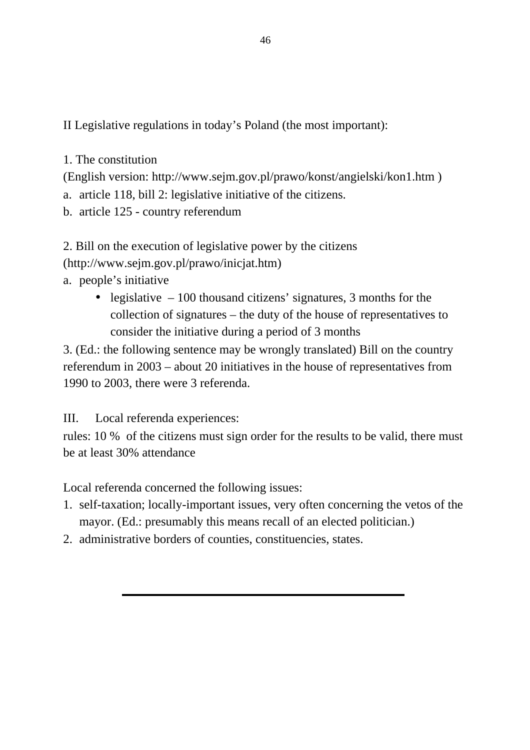II Legislative regulations in today's Poland (the most important):

1. The constitution
(English version: http://www.sejm.gov.pl/prawo/konst/angielski/kon1.htm )

a. article 118, bill 2: legislative initiative of the citizens.
b. article 125 - country referendum

2. Bill on the execution of legislative power by the citizens
(http://www.sejm.gov.pl/prawo/inicjat.htm)

a. people's initiative
    - legislative – 100 thousand citizens' signatures, 3 months for the collection of signatures – the duty of the house of representatives to consider the initiative during a period of 3 months

3. (Ed.: the following sentence may be wrongly translated) Bill on the country referendum in 2003 – about 20 initiatives in the house of representatives from 1990 to 2003, there were 3 referenda.

III. Local referenda experiences:

rules: 10 % of the citizens must sign order for the results to be valid, there must be at least 30% attendance

Local referenda concerned the following issues:

1. self-taxation; locally-important issues, very often concerning the vetos of the mayor. (Ed.: presumably this means recall of an elected politician.)
2. administrative borders of counties, constituencies, states.

---